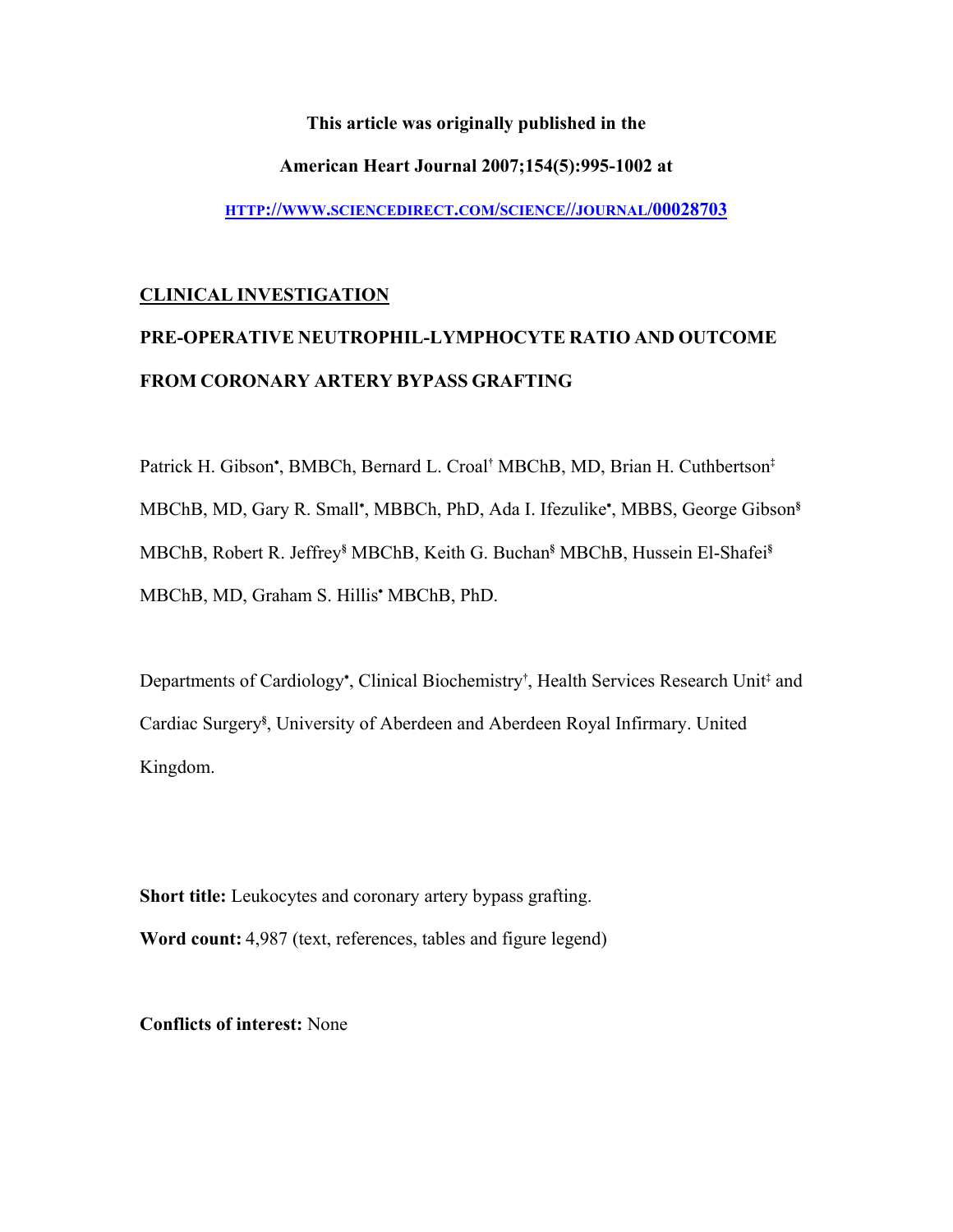**This article was originally published in the**

**American Heart Journal 2007;154(5):995-1002 at**

[HTTP://WWW.SCIENCEDIRECT.COM/SCIENCE//JOURNAL/00028703](http://www.sciencedirect.com/science//journal/00028703)

**CLINICAL INVESTIGATION**

# PRE-OPERATIVE NEUTROPHIL-LYMPHOCYTE RATIO AND OUTCOME FROM CORONARY ARTERY BYPASS GRAFTING

Patrick H. Gibson[•], BMBCh, Bernard L. Croal[†] MBChB, MD, Brian H. Cuthbertson[‡] MBChB, MD, Gary R. Small[•], MBBCh, PhD, Ada I. Ifezulike[•], MBBS, George Gibson[§] MBChB, Robert R. Jeffrey[§] MBChB, Keith G. Buchan[§] MBChB, Hussein El-Shafei[§] MBChB, MD, Graham S. Hillis[•] MBChB, PhD.

Departments of Cardiology[•], Clinical Biochemistry[†], Health Services Research Unit[‡] and Cardiac Surgery[§], University of Aberdeen and Aberdeen Royal Infirmary. United Kingdom.

**Short title:** Leukocytes and coronary artery bypass grafting.

**Word count:** 4,987 (text, references, tables and figure legend)

**Conflicts of interest:** None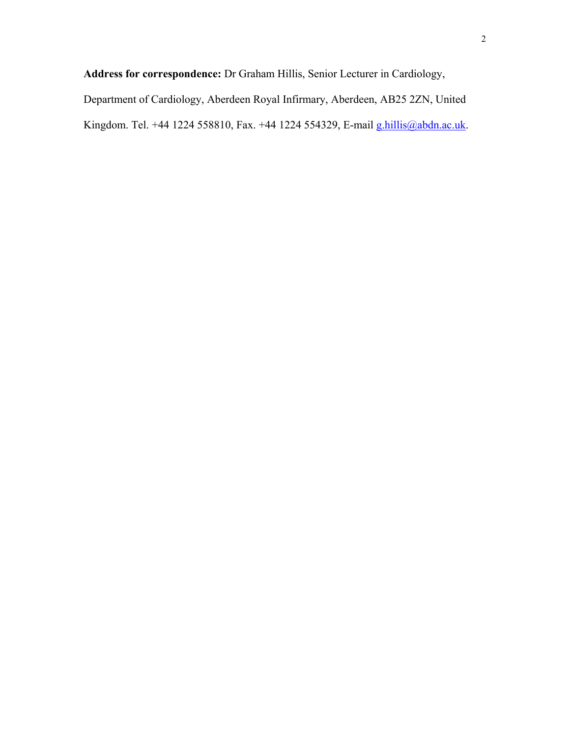**Address for correspondence:** Dr Graham Hillis, Senior Lecturer in Cardiology, Department of Cardiology, Aberdeen Royal Infirmary, Aberdeen, AB25 2ZN, United Kingdom. Tel. +44 1224 558810, Fax. +44 1224 554329, E-mail g.hillis@abdn.ac.uk.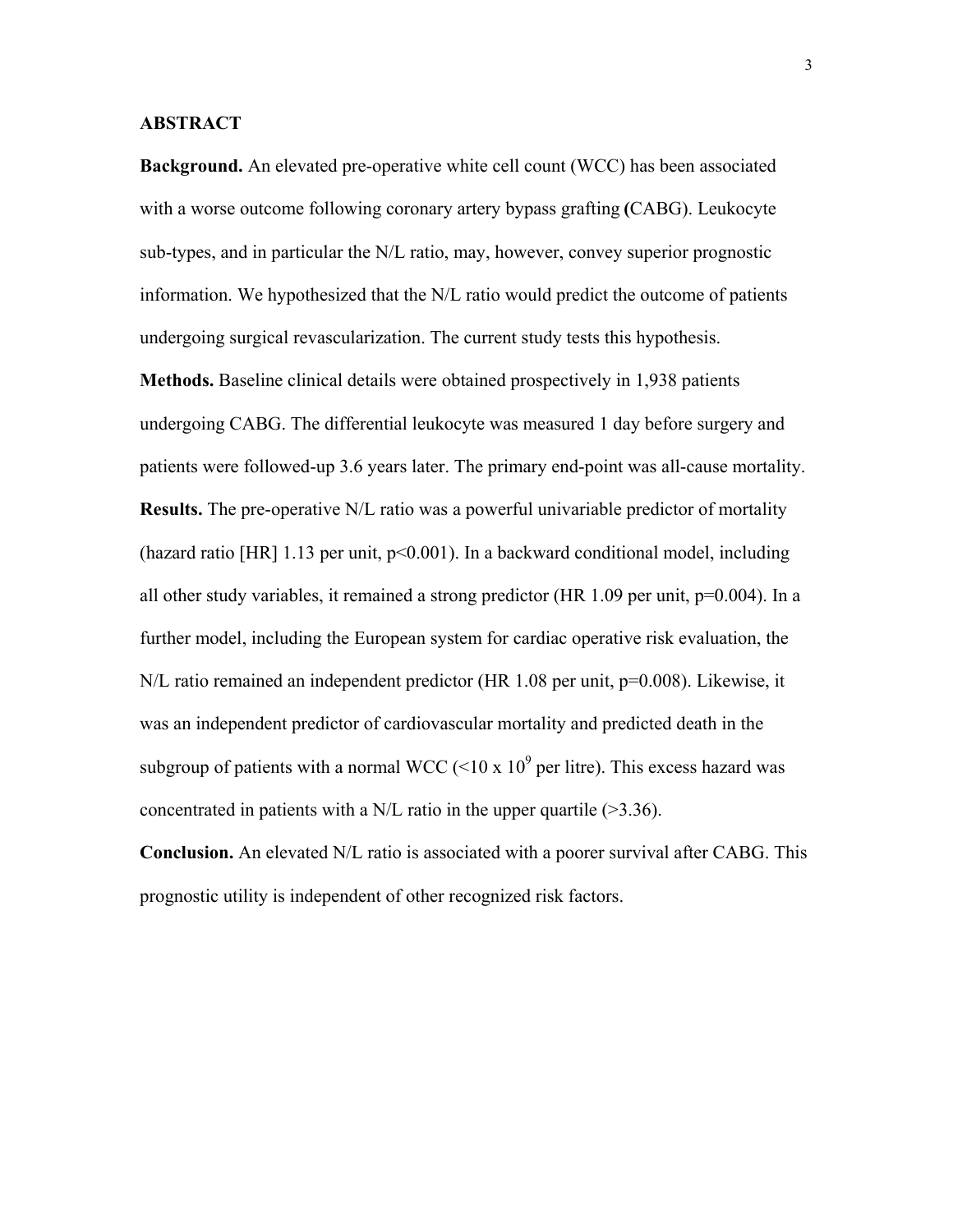## ABSTRACT

**Background.** An elevated pre-operative white cell count (WCC) has been associated with a worse outcome following coronary artery bypass grafting **(**CABG). Leukocyte sub-types, and in particular the N/L ratio, may, however, convey superior prognostic information. We hypothesized that the N/L ratio would predict the outcome of patients undergoing surgical revascularization. The current study tests this hypothesis.

**Methods.** Baseline clinical details were obtained prospectively in 1,938 patients undergoing CABG. The differential leukocyte was measured 1 day before surgery and patients were followed-up 3.6 years later. The primary end-point was all-cause mortality.

**Results.** The pre-operative N/L ratio was a powerful univariable predictor of mortality (hazard ratio [HR] 1.13 per unit, $p<0.001$). In a backward conditional model, including all other study variables, it remained a strong predictor (HR 1.09 per unit, $p=0.004$). In a further model, including the European system for cardiac operative risk evaluation, the N/L ratio remained an independent predictor (HR 1.08 per unit, $p=0.008$). Likewise, it was an independent predictor of cardiovascular mortality and predicted death in the subgroup of patients with a normal WCC ($<10 \times 10^9$ per litre). This excess hazard was concentrated in patients with a N/L ratio in the upper quartile (>3.36).

**Conclusion.** An elevated N/L ratio is associated with a poorer survival after CABG. This prognostic utility is independent of other recognized risk factors.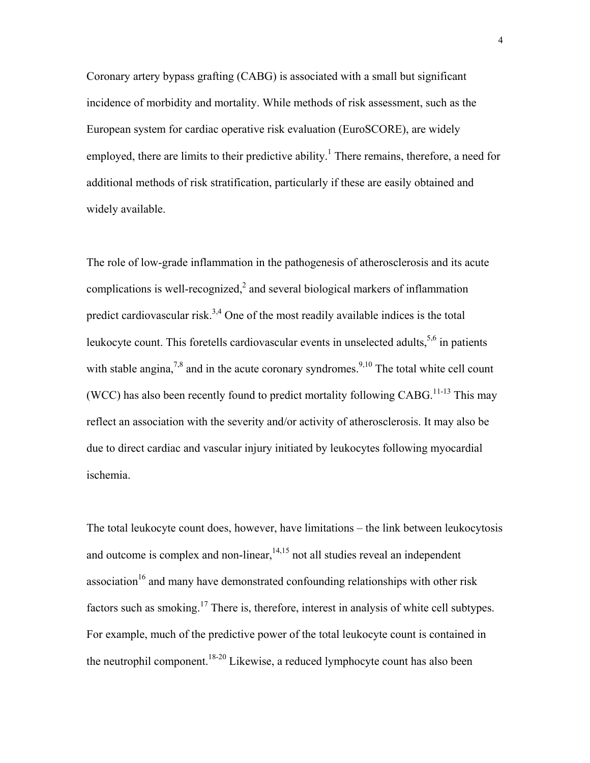Coronary artery bypass grafting (CABG) is associated with a small but significant incidence of morbidity and mortality. While methods of risk assessment, such as the European system for cardiac operative risk evaluation (EuroSCORE), are widely employed, there are limits to their predictive ability.[1] There remains, therefore, a need for additional methods of risk stratification, particularly if these are easily obtained and widely available.

The role of low-grade inflammation in the pathogenesis of atherosclerosis and its acute complications is well-recognized,[2] and several biological markers of inflammation predict cardiovascular risk.[3,4] One of the most readily available indices is the total leukocyte count. This foretells cardiovascular events in unselected adults,[5,6] in patients with stable angina,[7,8] and in the acute coronary syndromes.[9,10] The total white cell count (WCC) has also been recently found to predict mortality following CABG.[11-13] This may reflect an association with the severity and/or activity of atherosclerosis. It may also be due to direct cardiac and vascular injury initiated by leukocytes following myocardial ischemia.

The total leukocyte count does, however, have limitations – the link between leukocytosis and outcome is complex and non-linear,[14,15] not all studies reveal an independent association[16] and many have demonstrated confounding relationships with other risk factors such as smoking.[17] There is, therefore, interest in analysis of white cell subtypes. For example, much of the predictive power of the total leukocyte count is contained in the neutrophil component.[18-20] Likewise, a reduced lymphocyte count has also been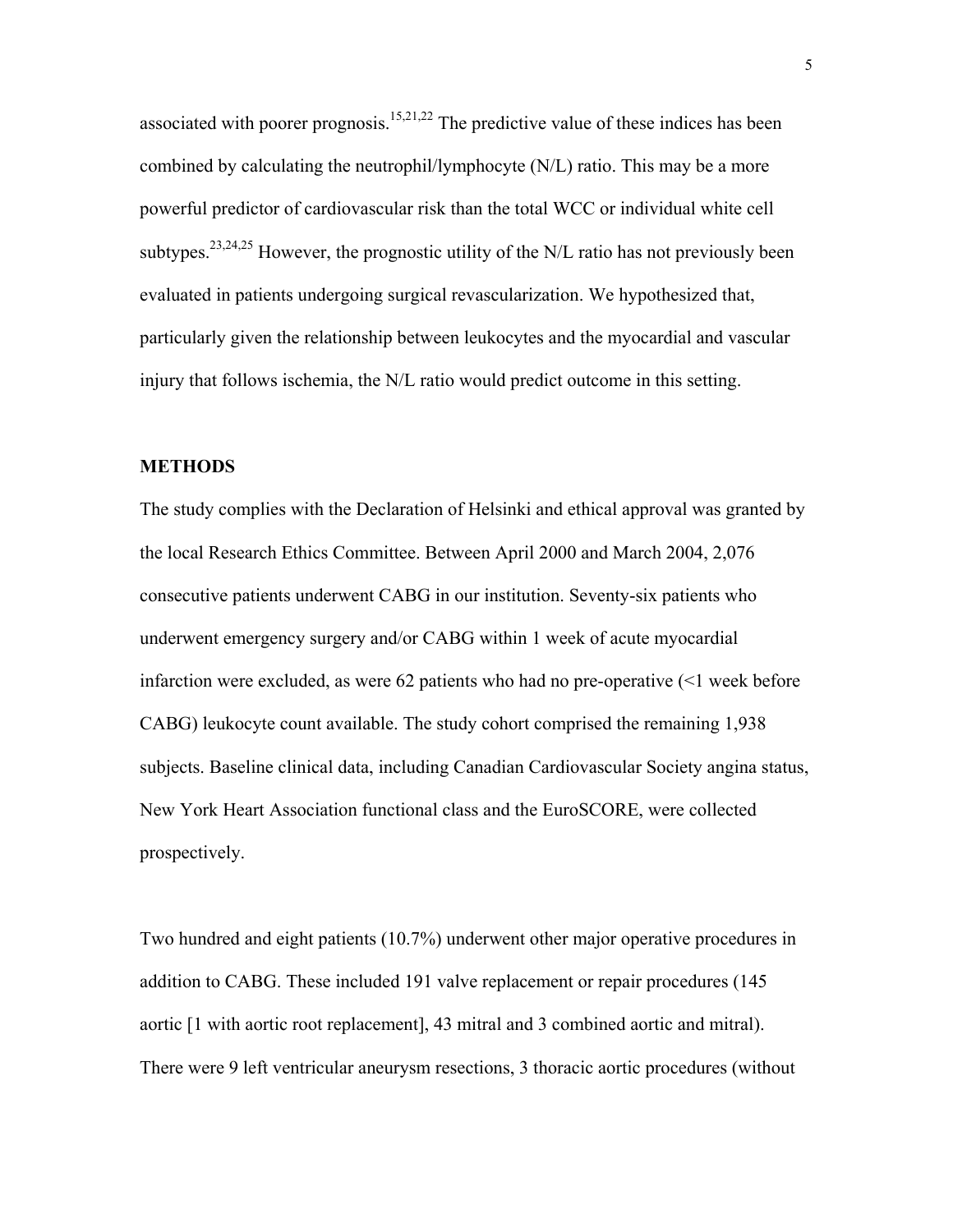associated with poorer prognosis.[15,21,22] The predictive value of these indices has been combined by calculating the neutrophil/lymphocyte (N/L) ratio. This may be a more powerful predictor of cardiovascular risk than the total WCC or individual white cell subtypes.[23,24,25] However, the prognostic utility of the N/L ratio has not previously been evaluated in patients undergoing surgical revascularization. We hypothesized that, particularly given the relationship between leukocytes and the myocardial and vascular injury that follows ischemia, the N/L ratio would predict outcome in this setting.

## METHODS

The study complies with the Declaration of Helsinki and ethical approval was granted by the local Research Ethics Committee. Between April 2000 and March 2004, 2,076 consecutive patients underwent CABG in our institution. Seventy-six patients who underwent emergency surgery and/or CABG within 1 week of acute myocardial infarction were excluded, as were 62 patients who had no pre-operative (<1 week before CABG) leukocyte count available. The study cohort comprised the remaining 1,938 subjects. Baseline clinical data, including Canadian Cardiovascular Society angina status, New York Heart Association functional class and the EuroSCORE, were collected prospectively.

Two hundred and eight patients (10.7%) underwent other major operative procedures in addition to CABG. These included 191 valve replacement or repair procedures (145 aortic [1 with aortic root replacement], 43 mitral and 3 combined aortic and mitral). There were 9 left ventricular aneurysm resections, 3 thoracic aortic procedures (without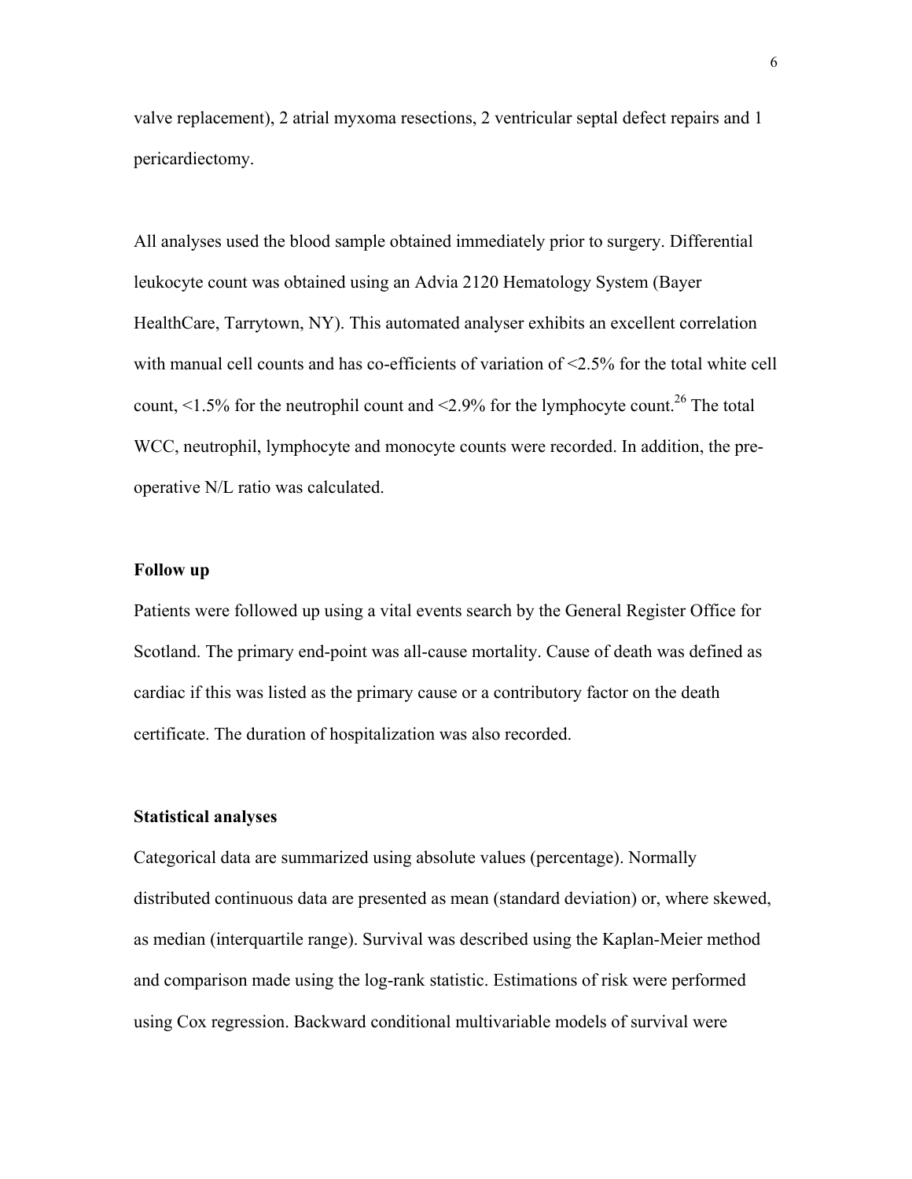valve replacement), 2 atrial myxoma resections, 2 ventricular septal defect repairs and 1 pericardiectomy.

All analyses used the blood sample obtained immediately prior to surgery. Differential leukocyte count was obtained using an Advia 2120 Hematology System (Bayer HealthCare, Tarrytown, NY). This automated analyser exhibits an excellent correlation with manual cell counts and has co-efficients of variation of <2.5% for the total white cell count, <1.5% for the neutrophil count and <2.9% for the lymphocyte count.[26] The total WCC, neutrophil, lymphocyte and monocyte counts were recorded. In addition, the pre-operative N/L ratio was calculated.

### Follow up

Patients were followed up using a vital events search by the General Register Office for Scotland. The primary end-point was all-cause mortality. Cause of death was defined as cardiac if this was listed as the primary cause or a contributory factor on the death certificate. The duration of hospitalization was also recorded.

### Statistical analyses

Categorical data are summarized using absolute values (percentage). Normally distributed continuous data are presented as mean (standard deviation) or, where skewed, as median (interquartile range). Survival was described using the Kaplan-Meier method and comparison made using the log-rank statistic. Estimations of risk were performed using Cox regression. Backward conditional multivariable models of survival were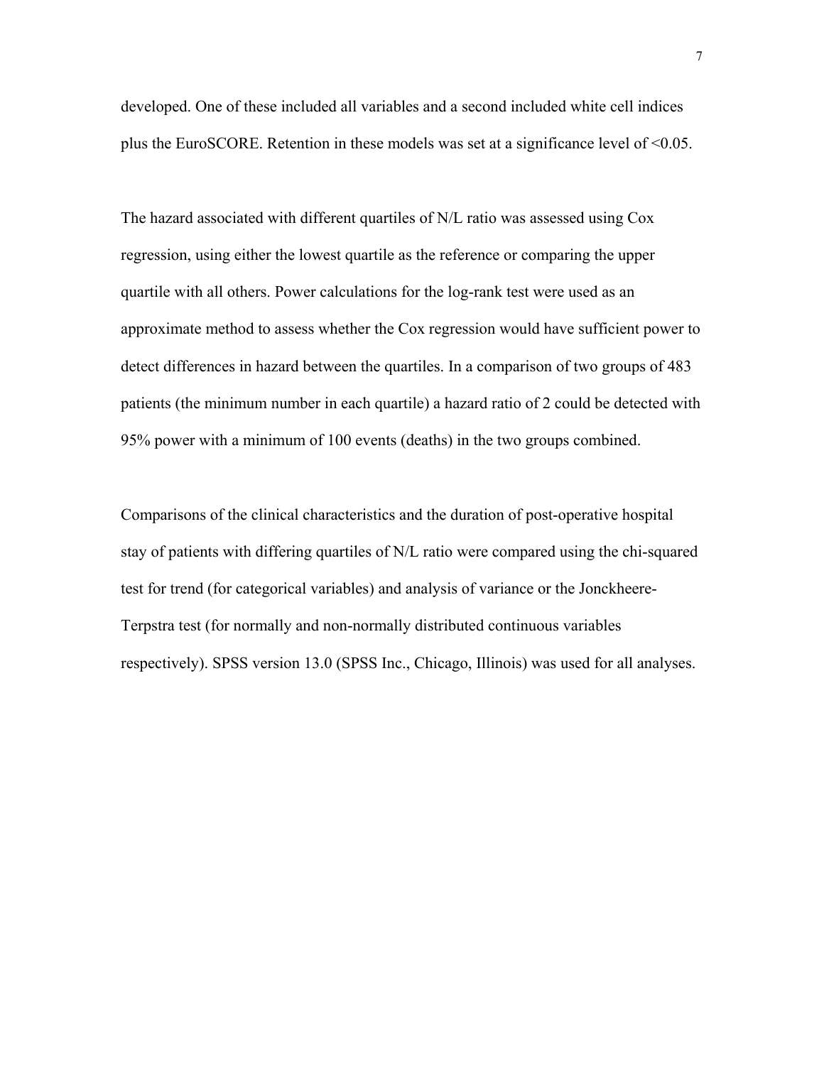developed. One of these included all variables and a second included white cell indices plus the EuroSCORE. Retention in these models was set at a significance level of $<0.05$.

The hazard associated with different quartiles of N/L ratio was assessed using Cox regression, using either the lowest quartile as the reference or comparing the upper quartile with all others. Power calculations for the log-rank test were used as an approximate method to assess whether the Cox regression would have sufficient power to detect differences in hazard between the quartiles. In a comparison of two groups of 483 patients (the minimum number in each quartile) a hazard ratio of 2 could be detected with 95% power with a minimum of 100 events (deaths) in the two groups combined.

Comparisons of the clinical characteristics and the duration of post-operative hospital stay of patients with differing quartiles of N/L ratio were compared using the chi-squared test for trend (for categorical variables) and analysis of variance or the Jonckheere-Terpstra test (for normally and non-normally distributed continuous variables respectively). SPSS version 13.0 (SPSS Inc., Chicago, Illinois) was used for all analyses.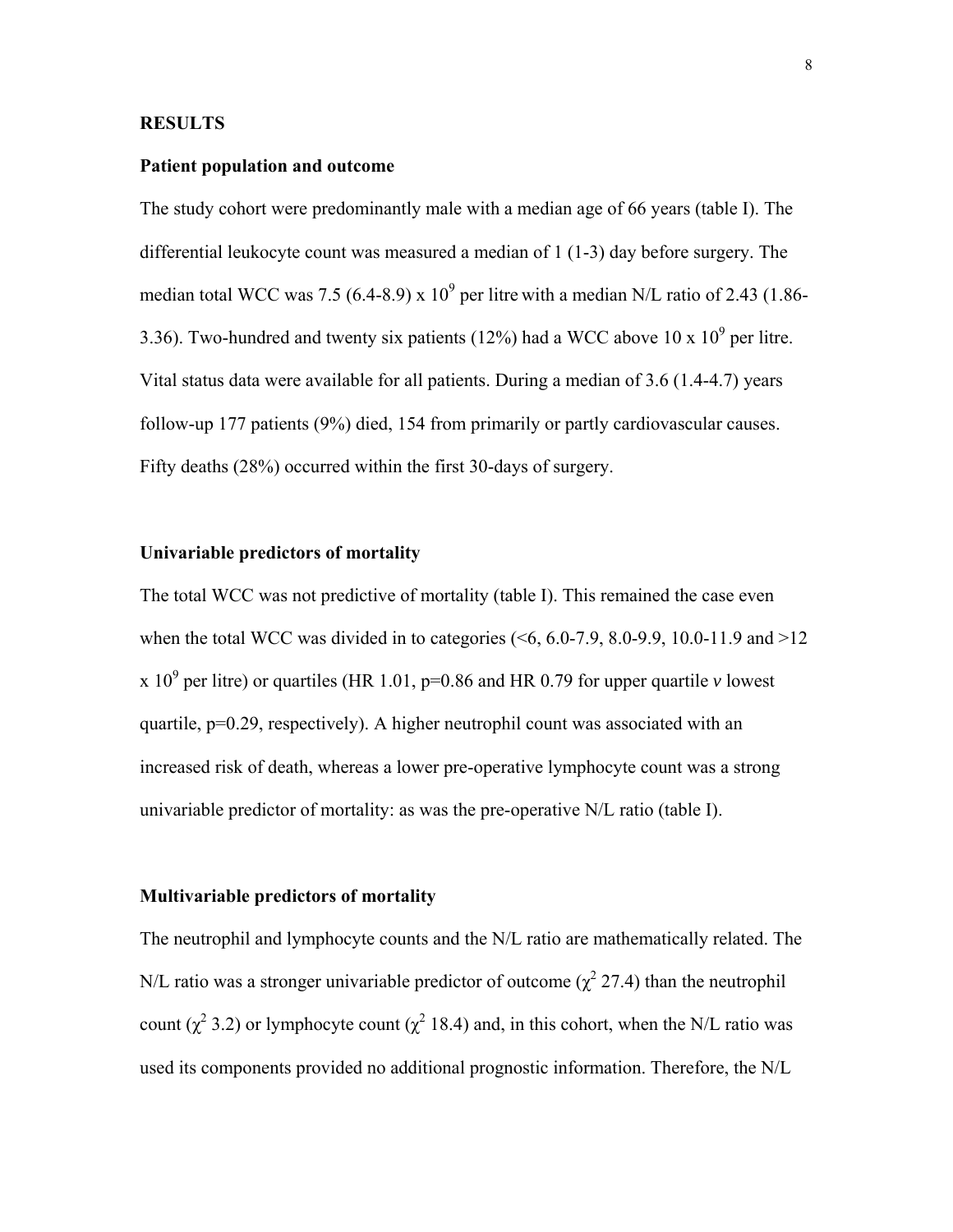## RESULTS

### Patient population and outcome

The study cohort were predominantly male with a median age of 66 years (table I). The differential leukocyte count was measured a median of 1 (1-3) day before surgery. The median total WCC was 7.5 (6.4-8.9) x $10^9$ per litre with a median N/L ratio of 2.43 (1.86-3.36). Two-hundred and twenty six patients (12%) had a WCC above 10 x $10^9$ per litre. Vital status data were available for all patients. During a median of 3.6 (1.4-4.7) years follow-up 177 patients (9%) died, 154 from primarily or partly cardiovascular causes. Fifty deaths (28%) occurred within the first 30-days of surgery.

### Univariable predictors of mortality

The total WCC was not predictive of mortality (table I). This remained the case even when the total WCC was divided in to categories (<6, 6.0-7.9, 8.0-9.9, 10.0-11.9 and >12 x $10^9$ per litre) or quartiles (HR 1.01, p=0.86 and HR 0.79 for upper quartile *v* lowest quartile, p=0.29, respectively). A higher neutrophil count was associated with an increased risk of death, whereas a lower pre-operative lymphocyte count was a strong univariable predictor of mortality: as was the pre-operative N/L ratio (table I).

### Multivariable predictors of mortality

The neutrophil and lymphocyte counts and the N/L ratio are mathematically related. The N/L ratio was a stronger univariable predictor of outcome ($\chi^2$ 27.4) than the neutrophil count ($\chi^2$ 3.2) or lymphocyte count ($\chi^2$ 18.4) and, in this cohort, when the N/L ratio was used its components provided no additional prognostic information. Therefore, the N/L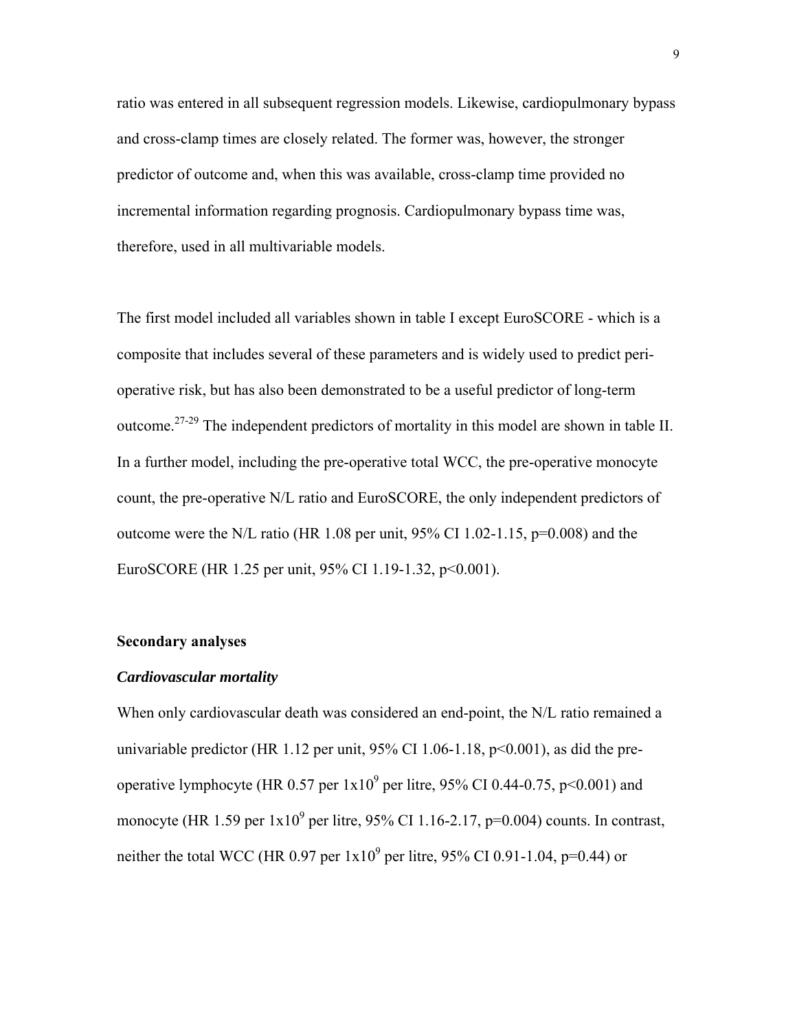ratio was entered in all subsequent regression models. Likewise, cardiopulmonary bypass and cross-clamp times are closely related. The former was, however, the stronger predictor of outcome and, when this was available, cross-clamp time provided no incremental information regarding prognosis. Cardiopulmonary bypass time was, therefore, used in all multivariable models.

The first model included all variables shown in table I except EuroSCORE - which is a composite that includes several of these parameters and is widely used to predict peri-operative risk, but has also been demonstrated to be a useful predictor of long-term outcome.[27-29] The independent predictors of mortality in this model are shown in table II. In a further model, including the pre-operative total WCC, the pre-operative monocyte count, the pre-operative N/L ratio and EuroSCORE, the only independent predictors of outcome were the N/L ratio (HR 1.08 per unit, 95% CI 1.02-1.15, $p=0.008$) and the EuroSCORE (HR 1.25 per unit, 95% CI 1.19-1.32, $p<0.001$).

## Secondary analyses

### *Cardiovascular mortality*

When only cardiovascular death was considered an end-point, the N/L ratio remained a univariable predictor (HR 1.12 per unit, 95% CI 1.06-1.18, $p<0.001$), as did the pre-operative lymphocyte (HR 0.57 per $1 \times 10^9$ per litre, 95% CI 0.44-0.75, $p<0.001$) and monocyte (HR 1.59 per $1 \times 10^9$ per litre, 95% CI 1.16-2.17, $p=0.004$) counts. In contrast, neither the total WCC (HR 0.97 per $1 \times 10^9$ per litre, 95% CI 0.91-1.04, $p=0.44$) or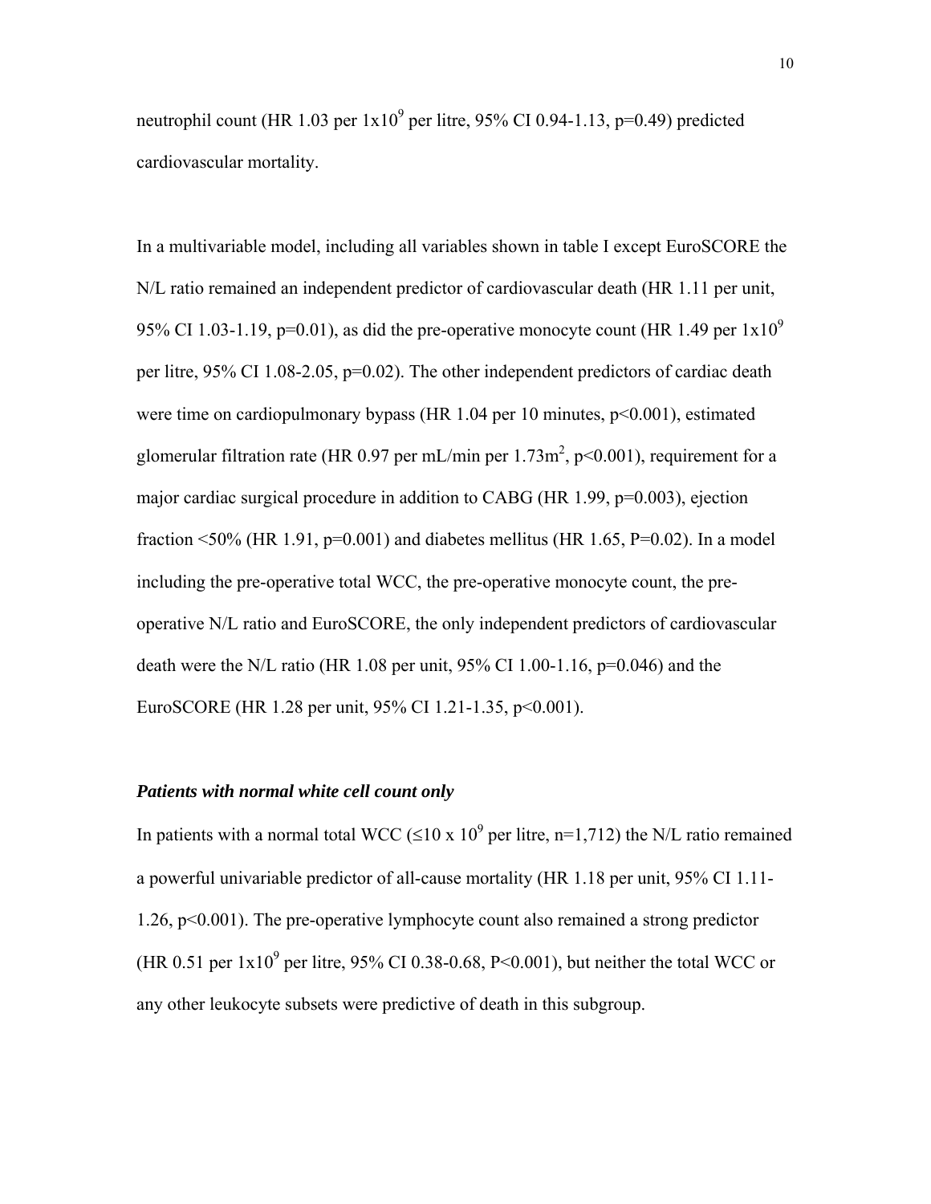neutrophil count (HR 1.03 per $1\text{x}10^9$ per litre, 95% CI 0.94-1.13, p=0.49) predicted cardiovascular mortality.

In a multivariable model, including all variables shown in table I except EuroSCORE the N/L ratio remained an independent predictor of cardiovascular death (HR 1.11 per unit, 95% CI 1.03-1.19, p=0.01), as did the pre-operative monocyte count (HR 1.49 per $1\text{x}10^9$ per litre, 95% CI 1.08-2.05, p=0.02). The other independent predictors of cardiac death were time on cardiopulmonary bypass (HR 1.04 per 10 minutes, p<0.001), estimated glomerular filtration rate (HR 0.97 per mL/min per $1.73\text{m}^2$, p<0.001), requirement for a major cardiac surgical procedure in addition to CABG (HR 1.99, p=0.003), ejection fraction <50% (HR 1.91, p=0.001) and diabetes mellitus (HR 1.65, P=0.02). In a model including the pre-operative total WCC, the pre-operative monocyte count, the pre-operative N/L ratio and EuroSCORE, the only independent predictors of cardiovascular death were the N/L ratio (HR 1.08 per unit, 95% CI 1.00-1.16, p=0.046) and the EuroSCORE (HR 1.28 per unit, 95% CI 1.21-1.35, p<0.001).

### *Patients with normal white cell count only*

In patients with a normal total WCC ($\leq 10 \text{ x } 10^9$ per litre, n=1,712) the N/L ratio remained a powerful univariable predictor of all-cause mortality (HR 1.18 per unit, 95% CI 1.11-1.26, p<0.001). The pre-operative lymphocyte count also remained a strong predictor (HR 0.51 per $1\text{x}10^9$ per litre, 95% CI 0.38-0.68, P<0.001), but neither the total WCC or any other leukocyte subsets were predictive of death in this subgroup.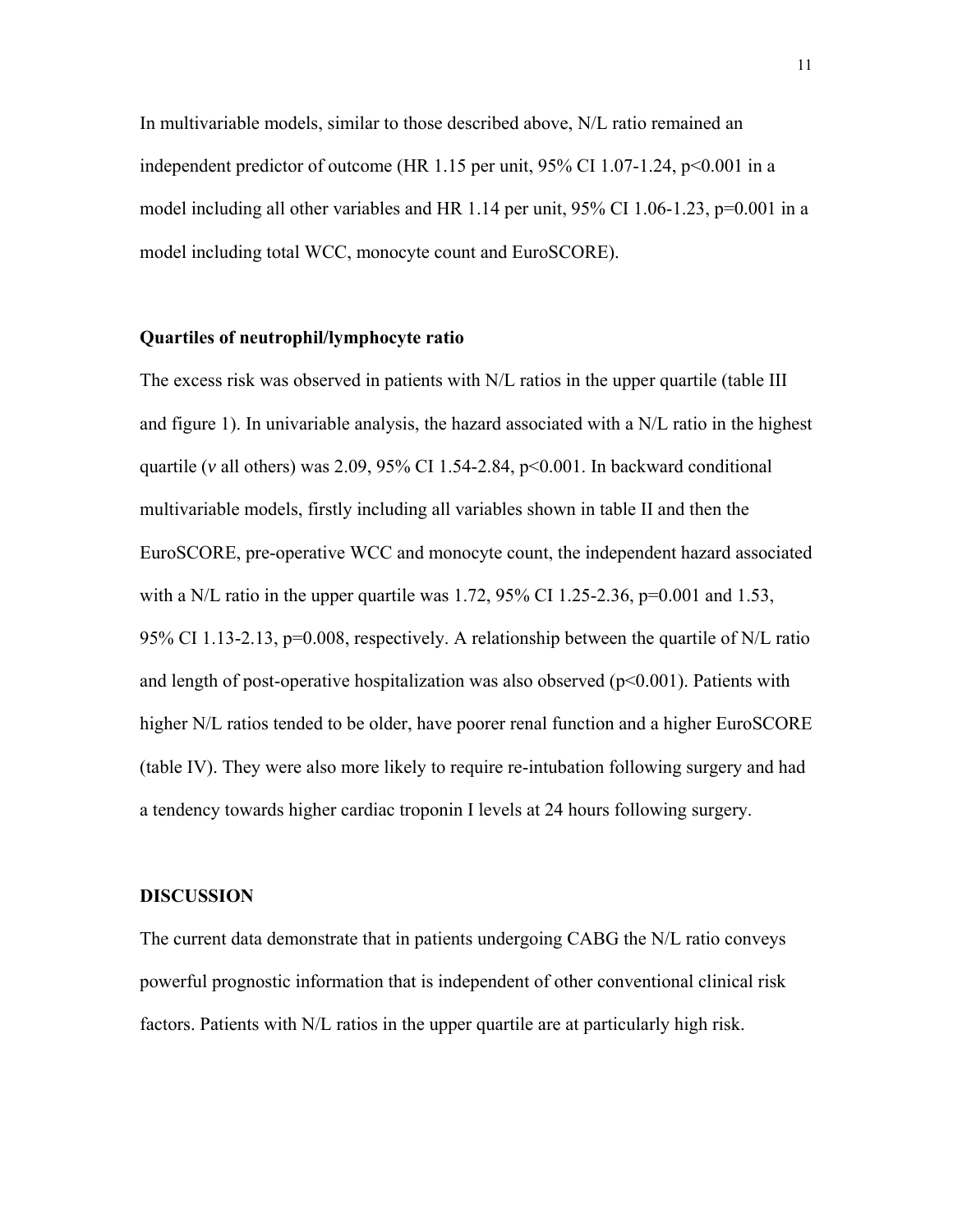In multivariable models, similar to those described above, N/L ratio remained an independent predictor of outcome (HR 1.15 per unit, 95% CI 1.07-1.24, $p<0.001$ in a model including all other variables and HR 1.14 per unit, 95% CI 1.06-1.23, $p=0.001$ in a model including total WCC, monocyte count and EuroSCORE).

**Quartiles of neutrophil/lymphocyte ratio**

The excess risk was observed in patients with N/L ratios in the upper quartile (table III and figure 1). In univariable analysis, the hazard associated with a N/L ratio in the highest quartile (*v* all others) was 2.09, 95% CI 1.54-2.84, $p<0.001$. In backward conditional multivariable models, firstly including all variables shown in table II and then the EuroSCORE, pre-operative WCC and monocyte count, the independent hazard associated with a N/L ratio in the upper quartile was 1.72, 95% CI 1.25-2.36, $p=0.001$ and 1.53, 95% CI 1.13-2.13, $p=0.008$, respectively. A relationship between the quartile of N/L ratio and length of post-operative hospitalization was also observed ($p<0.001$). Patients with higher N/L ratios tended to be older, have poorer renal function and a higher EuroSCORE (table IV). They were also more likely to require re-intubation following surgery and had a tendency towards higher cardiac troponin I levels at 24 hours following surgery.

**DISCUSSION**

The current data demonstrate that in patients undergoing CABG the N/L ratio conveys powerful prognostic information that is independent of other conventional clinical risk factors. Patients with N/L ratios in the upper quartile are at particularly high risk.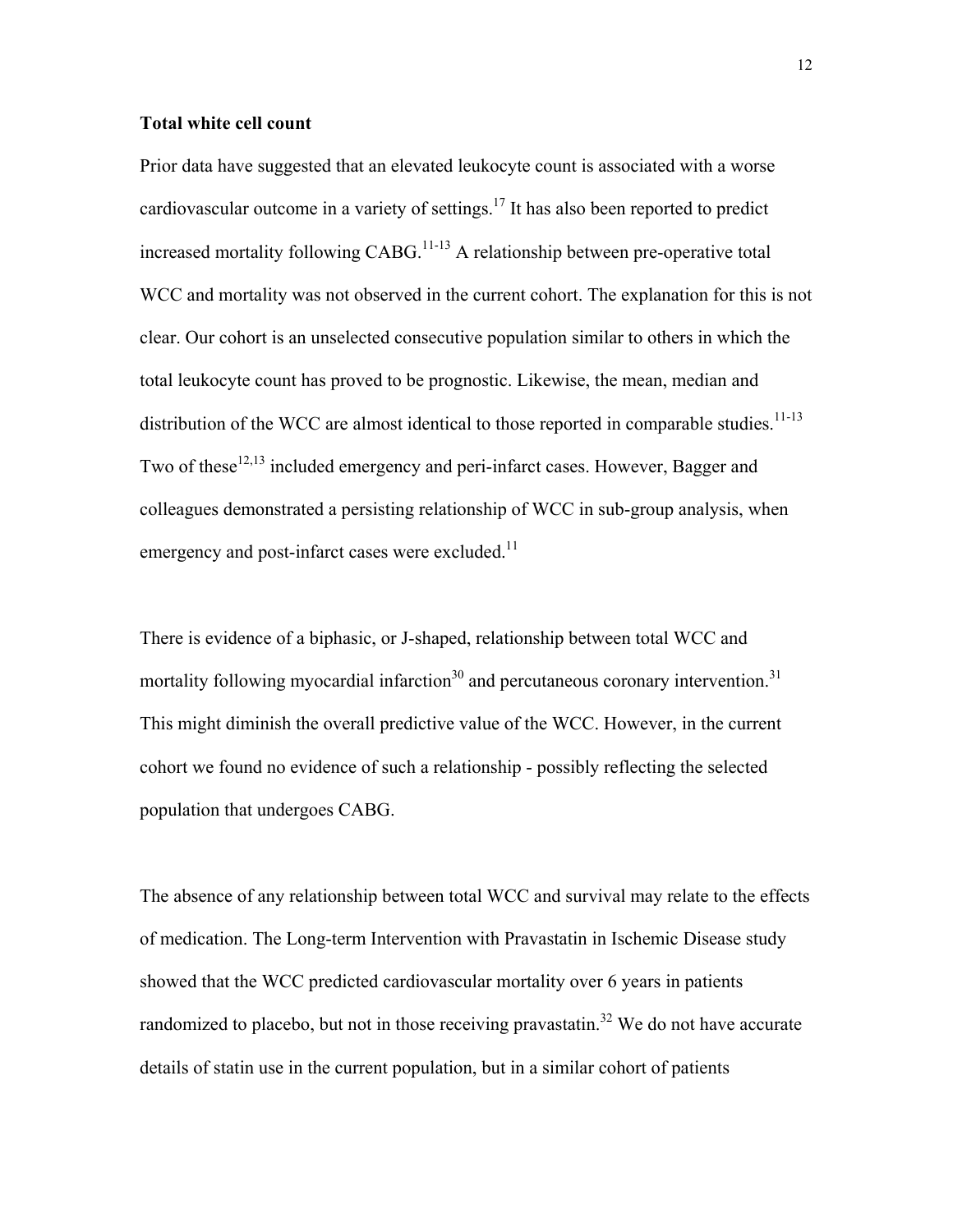**Total white cell count**

Prior data have suggested that an elevated leukocyte count is associated with a worse cardiovascular outcome in a variety of settings.[17] It has also been reported to predict increased mortality following CABG.[11-13] A relationship between pre-operative total WCC and mortality was not observed in the current cohort. The explanation for this is not clear. Our cohort is an unselected consecutive population similar to others in which the total leukocyte count has proved to be prognostic. Likewise, the mean, median and distribution of the WCC are almost identical to those reported in comparable studies.[11-13] Two of these[12,13] included emergency and peri-infarct cases. However, Bagger and colleagues demonstrated a persisting relationship of WCC in sub-group analysis, when emergency and post-infarct cases were excluded.[11]

There is evidence of a biphasic, or J-shaped, relationship between total WCC and mortality following myocardial infarction[30] and percutaneous coronary intervention.[31] This might diminish the overall predictive value of the WCC. However, in the current cohort we found no evidence of such a relationship - possibly reflecting the selected population that undergoes CABG.

The absence of any relationship between total WCC and survival may relate to the effects of medication. The Long-term Intervention with Pravastatin in Ischemic Disease study showed that the WCC predicted cardiovascular mortality over 6 years in patients randomized to placebo, but not in those receiving pravastatin.[32] We do not have accurate details of statin use in the current population, but in a similar cohort of patients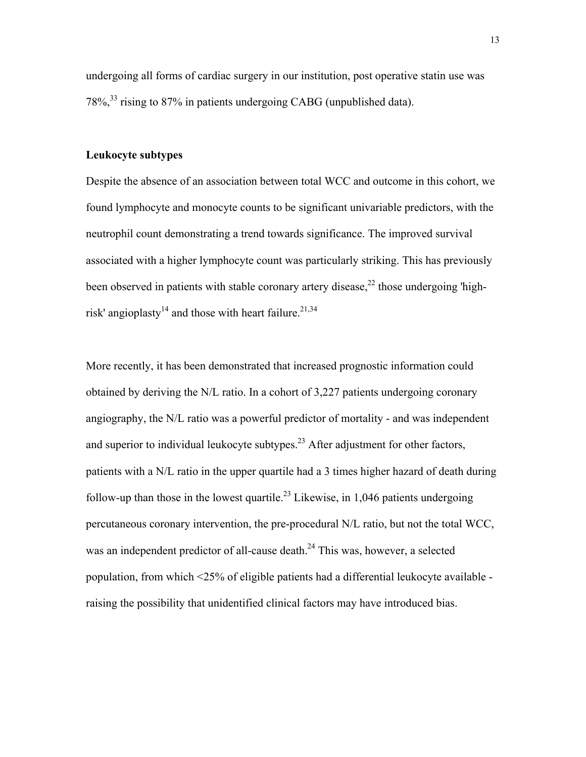undergoing all forms of cardiac surgery in our institution, post operative statin use was 78%,[33] rising to 87% in patients undergoing CABG (unpublished data).

**Leukocyte subtypes**

Despite the absence of an association between total WCC and outcome in this cohort, we found lymphocyte and monocyte counts to be significant univariable predictors, with the neutrophil count demonstrating a trend towards significance. The improved survival associated with a higher lymphocyte count was particularly striking. This has previously been observed in patients with stable coronary artery disease,[22] those undergoing 'high-risk' angioplasty[14] and those with heart failure.[21,34]

More recently, it has been demonstrated that increased prognostic information could obtained by deriving the N/L ratio. In a cohort of 3,227 patients undergoing coronary angiography, the N/L ratio was a powerful predictor of mortality - and was independent and superior to individual leukocyte subtypes.[23] After adjustment for other factors, patients with a N/L ratio in the upper quartile had a 3 times higher hazard of death during follow-up than those in the lowest quartile.[23] Likewise, in 1,046 patients undergoing percutaneous coronary intervention, the pre-procedural N/L ratio, but not the total WCC, was an independent predictor of all-cause death.[24] This was, however, a selected population, from which <25% of eligible patients had a differential leukocyte available - raising the possibility that unidentified clinical factors may have introduced bias.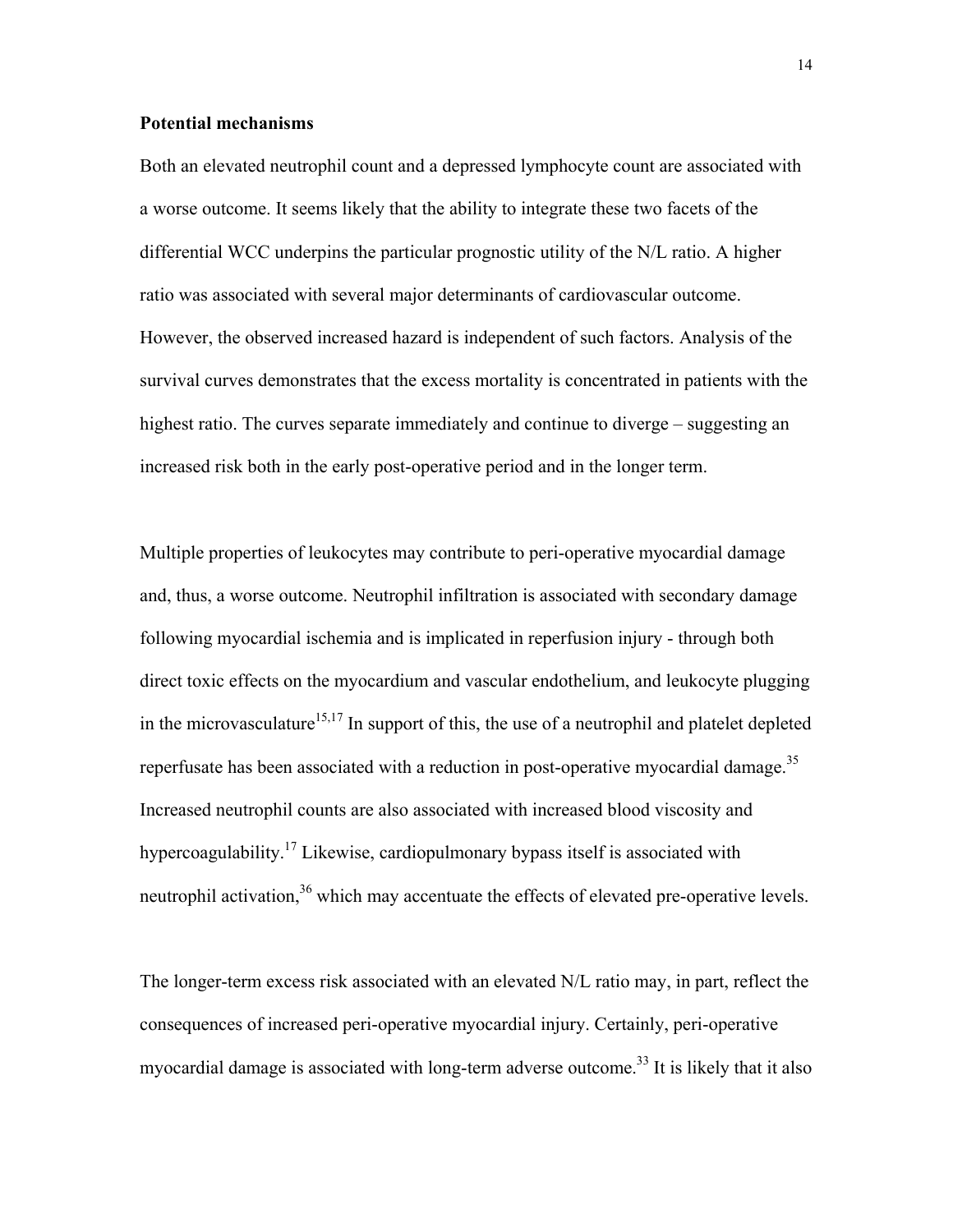**Potential mechanisms**

Both an elevated neutrophil count and a depressed lymphocyte count are associated with a worse outcome. It seems likely that the ability to integrate these two facets of the differential WCC underpins the particular prognostic utility of the N/L ratio. A higher ratio was associated with several major determinants of cardiovascular outcome. However, the observed increased hazard is independent of such factors. Analysis of the survival curves demonstrates that the excess mortality is concentrated in patients with the highest ratio. The curves separate immediately and continue to diverge – suggesting an increased risk both in the early post-operative period and in the longer term.

Multiple properties of leukocytes may contribute to peri-operative myocardial damage and, thus, a worse outcome. Neutrophil infiltration is associated with secondary damage following myocardial ischemia and is implicated in reperfusion injury - through both direct toxic effects on the myocardium and vascular endothelium, and leukocyte plugging in the microvasculature[15,17] In support of this, the use of a neutrophil and platelet depleted reperfusate has been associated with a reduction in post-operative myocardial damage.[35] Increased neutrophil counts are also associated with increased blood viscosity and hypercoagulability.[17] Likewise, cardiopulmonary bypass itself is associated with neutrophil activation,[36] which may accentuate the effects of elevated pre-operative levels.

The longer-term excess risk associated with an elevated N/L ratio may, in part, reflect the consequences of increased peri-operative myocardial injury. Certainly, peri-operative myocardial damage is associated with long-term adverse outcome.[33] It is likely that it also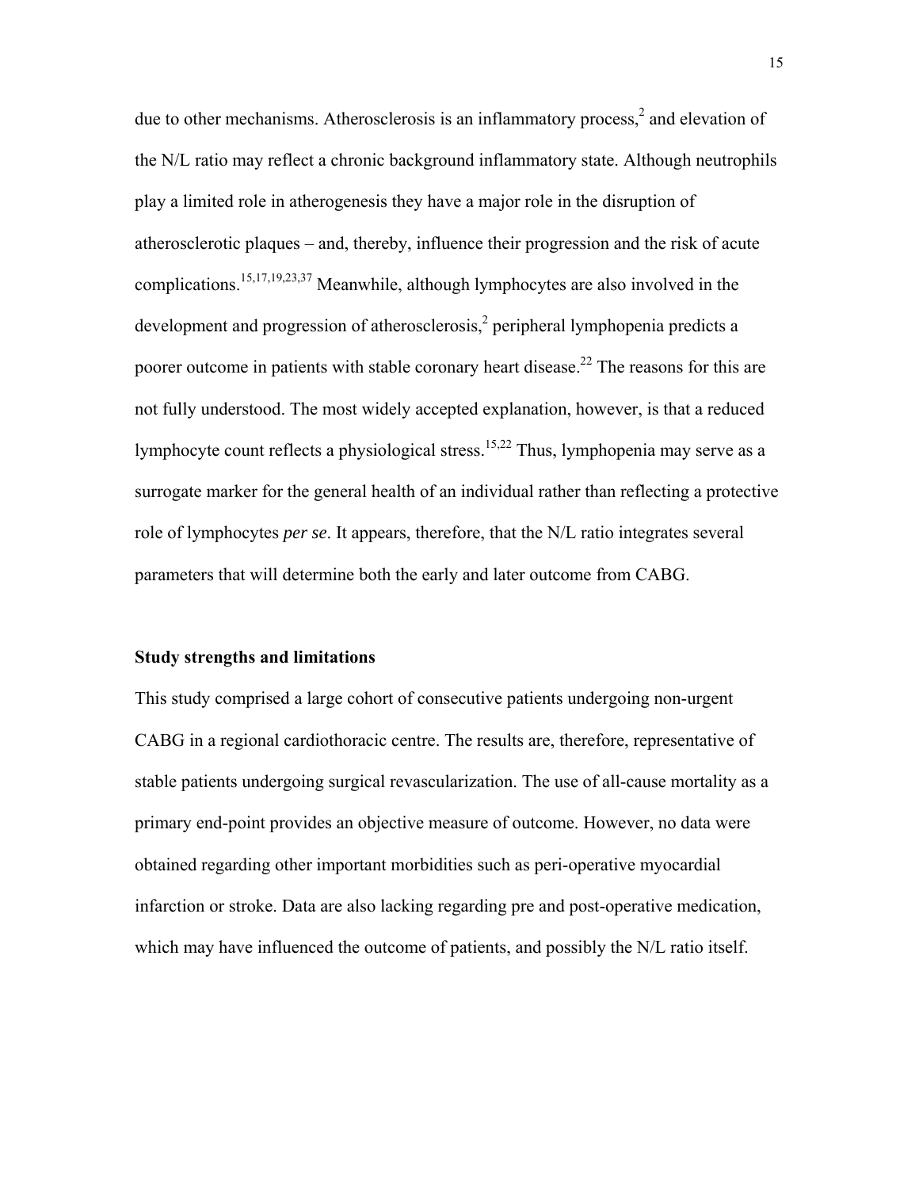due to other mechanisms. Atherosclerosis is an inflammatory process,[2] and elevation of the N/L ratio may reflect a chronic background inflammatory state. Although neutrophils play a limited role in atherogenesis they have a major role in the disruption of atherosclerotic plaques – and, thereby, influence their progression and the risk of acute complications.[15,17,19,23,37] Meanwhile, although lymphocytes are also involved in the development and progression of atherosclerosis,[2] peripheral lymphopenia predicts a poorer outcome in patients with stable coronary heart disease.[22] The reasons for this are not fully understood. The most widely accepted explanation, however, is that a reduced lymphocyte count reflects a physiological stress.[15,22] Thus, lymphopenia may serve as a surrogate marker for the general health of an individual rather than reflecting a protective role of lymphocytes *per se*. It appears, therefore, that the N/L ratio integrates several parameters that will determine both the early and later outcome from CABG.

**Study strengths and limitations**

This study comprised a large cohort of consecutive patients undergoing non-urgent CABG in a regional cardiothoracic centre. The results are, therefore, representative of stable patients undergoing surgical revascularization. The use of all-cause mortality as a primary end-point provides an objective measure of outcome. However, no data were obtained regarding other important morbidities such as peri-operative myocardial infarction or stroke. Data are also lacking regarding pre and post-operative medication, which may have influenced the outcome of patients, and possibly the N/L ratio itself.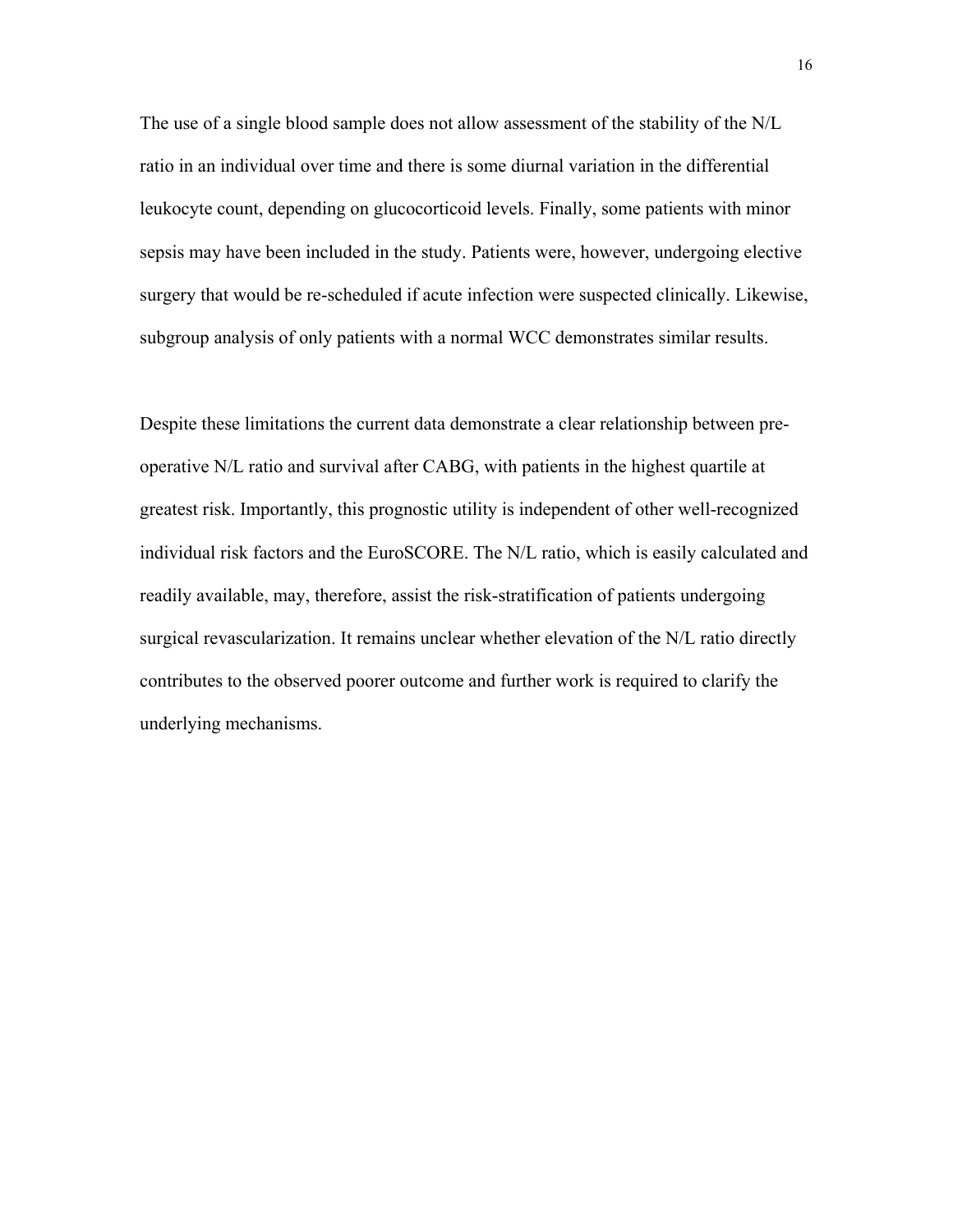The use of a single blood sample does not allow assessment of the stability of the N/L ratio in an individual over time and there is some diurnal variation in the differential leukocyte count, depending on glucocorticoid levels. Finally, some patients with minor sepsis may have been included in the study. Patients were, however, undergoing elective surgery that would be re-scheduled if acute infection were suspected clinically. Likewise, subgroup analysis of only patients with a normal WCC demonstrates similar results.

Despite these limitations the current data demonstrate a clear relationship between pre-operative N/L ratio and survival after CABG, with patients in the highest quartile at greatest risk. Importantly, this prognostic utility is independent of other well-recognized individual risk factors and the EuroSCORE. The N/L ratio, which is easily calculated and readily available, may, therefore, assist the risk-stratification of patients undergoing surgical revascularization. It remains unclear whether elevation of the N/L ratio directly contributes to the observed poorer outcome and further work is required to clarify the underlying mechanisms.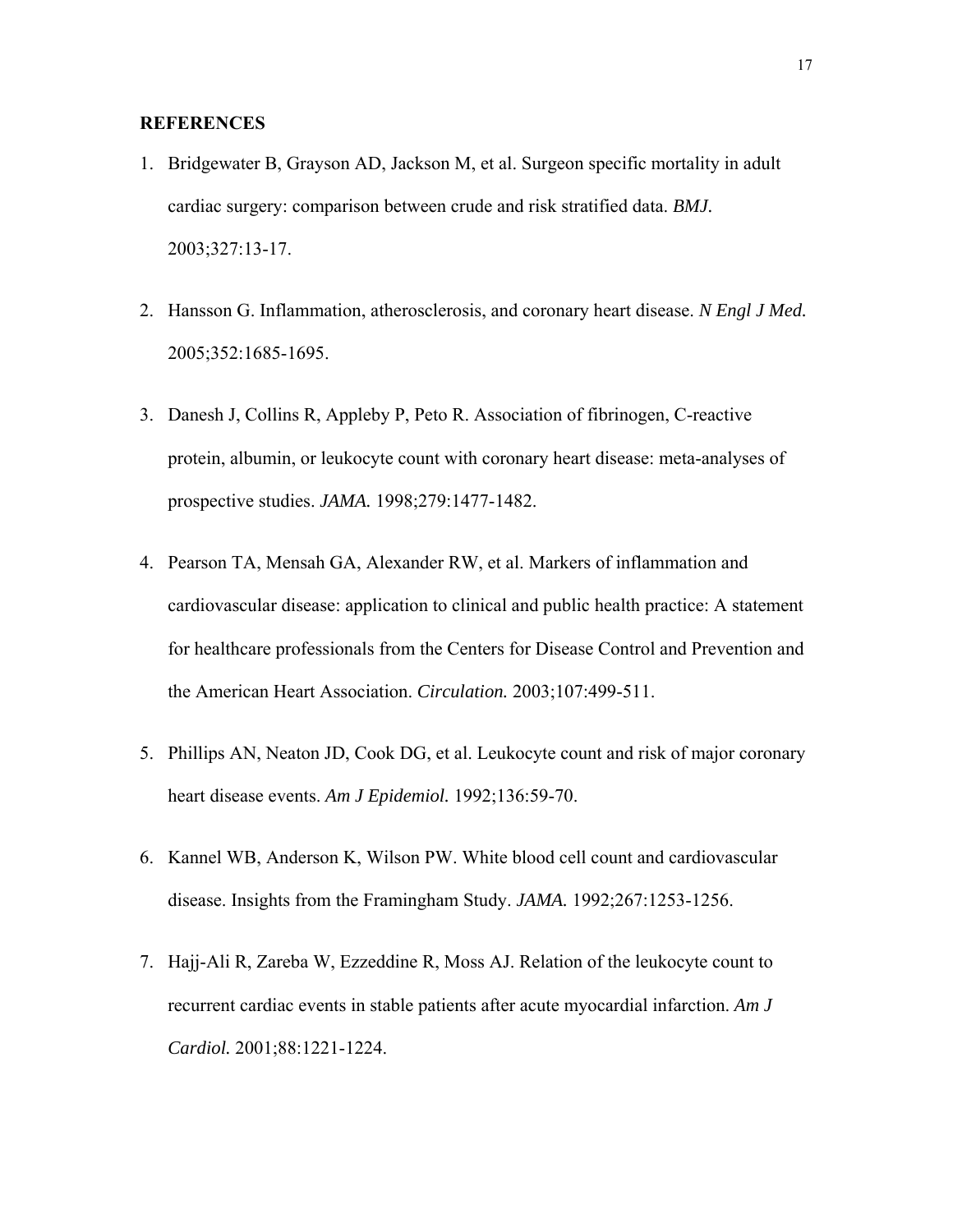## REFERENCES

1. Bridgewater B, Grayson AD, Jackson M, et al. Surgeon specific mortality in adult cardiac surgery: comparison between crude and risk stratified data. *BMJ.* 2003;327:13-17.

2. Hansson G. Inflammation, atherosclerosis, and coronary heart disease. *N Engl J Med.* 2005;352:1685-1695.

3. Danesh J, Collins R, Appleby P, Peto R. Association of fibrinogen, C-reactive protein, albumin, or leukocyte count with coronary heart disease: meta-analyses of prospective studies. *JAMA.* 1998;279:1477-1482.

4. Pearson TA, Mensah GA, Alexander RW, et al. Markers of inflammation and cardiovascular disease: application to clinical and public health practice: A statement for healthcare professionals from the Centers for Disease Control and Prevention and the American Heart Association. *Circulation.* 2003;107:499-511.

5. Phillips AN, Neaton JD, Cook DG, et al. Leukocyte count and risk of major coronary heart disease events. *Am J Epidemiol.* 1992;136:59-70.

6. Kannel WB, Anderson K, Wilson PW. White blood cell count and cardiovascular disease. Insights from the Framingham Study. *JAMA.* 1992;267:1253-1256.

7. Hajj-Ali R, Zareba W, Ezzeddine R, Moss AJ. Relation of the leukocyte count to recurrent cardiac events in stable patients after acute myocardial infarction. *Am J Cardiol.* 2001;88:1221-1224.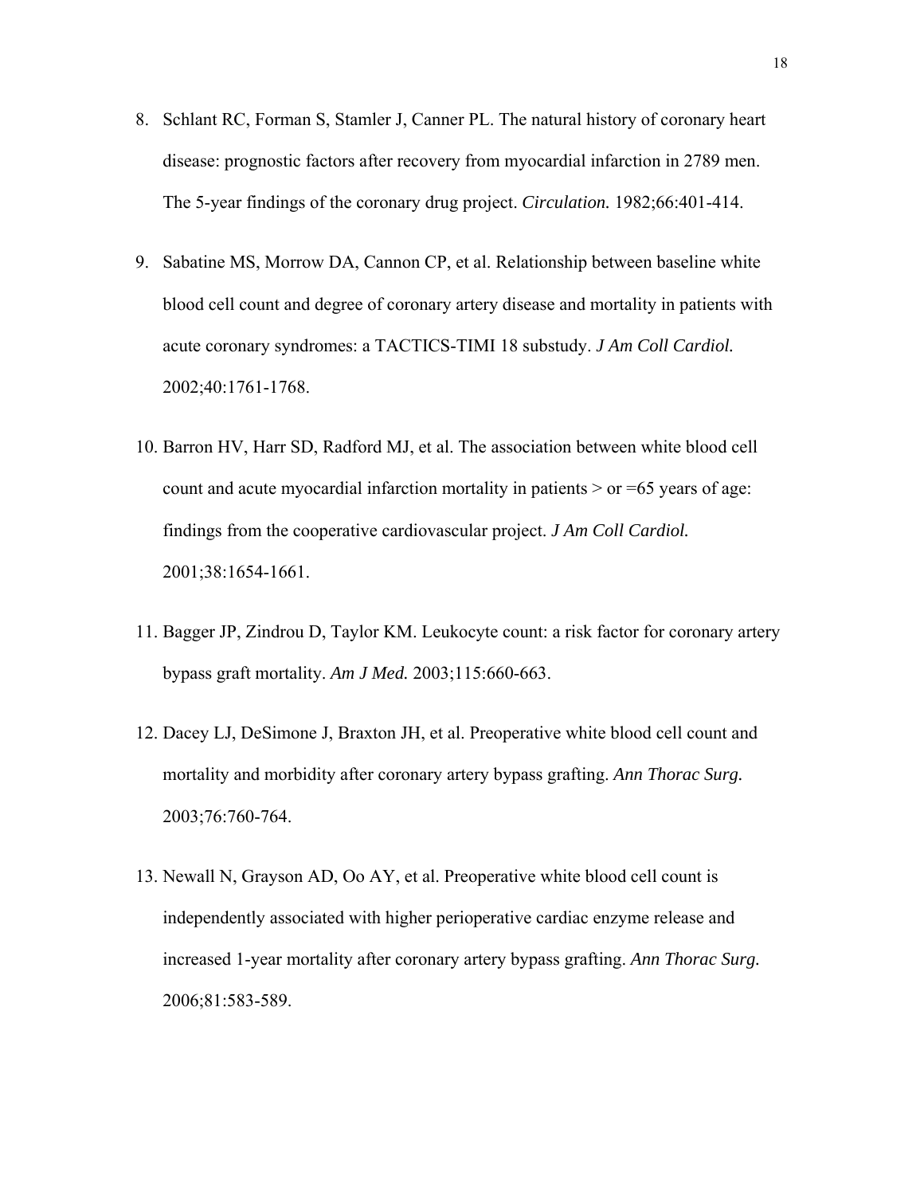8. Schlant RC, Forman S, Stamler J, Canner PL. The natural history of coronary heart disease: prognostic factors after recovery from myocardial infarction in 2789 men. The 5-year findings of the coronary drug project. *Circulation.* 1982;66:401-414.

9. Sabatine MS, Morrow DA, Cannon CP, et al. Relationship between baseline white blood cell count and degree of coronary artery disease and mortality in patients with acute coronary syndromes: a TACTICS-TIMI 18 substudy. *J Am Coll Cardiol.* 2002;40:1761-1768.

10. Barron HV, Harr SD, Radford MJ, et al. The association between white blood cell count and acute myocardial infarction mortality in patients > or =65 years of age: findings from the cooperative cardiovascular project. *J Am Coll Cardiol.* 2001;38:1654-1661.

11. Bagger JP, Zindrou D, Taylor KM. Leukocyte count: a risk factor for coronary artery bypass graft mortality. *Am J Med.* 2003;115:660-663.

12. Dacey LJ, DeSimone J, Braxton JH, et al. Preoperative white blood cell count and mortality and morbidity after coronary artery bypass grafting. *Ann Thorac Surg.* 2003;76:760-764.

13. Newall N, Grayson AD, Oo AY, et al. Preoperative white blood cell count is independently associated with higher perioperative cardiac enzyme release and increased 1-year mortality after coronary artery bypass grafting. *Ann Thorac Surg.* 2006;81:583-589.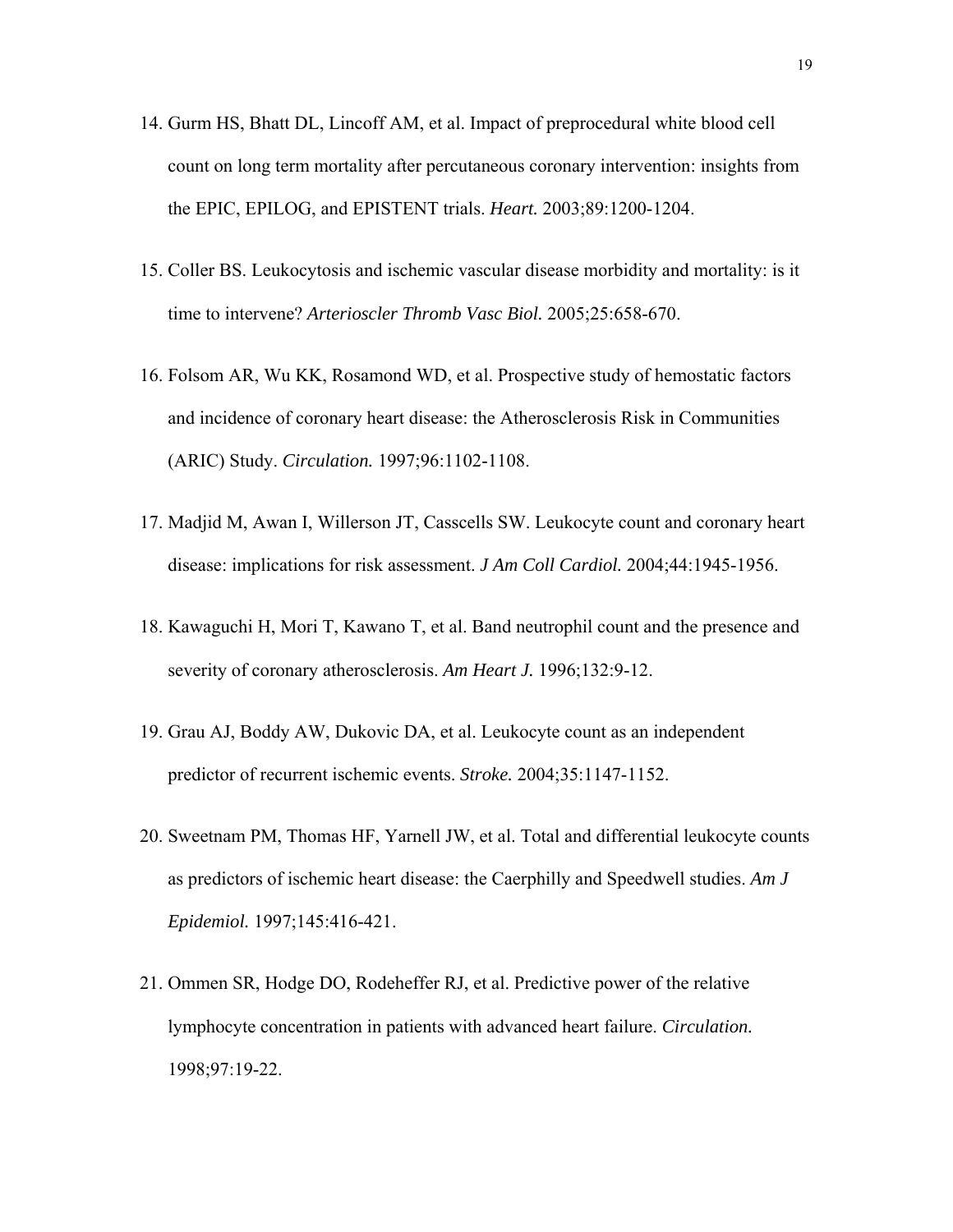14. Gurm HS, Bhatt DL, Lincoff AM, et al. Impact of preprocedural white blood cell count on long term mortality after percutaneous coronary intervention: insights from the EPIC, EPILOG, and EPISTENT trials. *Heart.* 2003;89:1200-1204.

15. Coller BS. Leukocytosis and ischemic vascular disease morbidity and mortality: is it time to intervene? *Arterioscler Thromb Vasc Biol.* 2005;25:658-670.

16. Folsom AR, Wu KK, Rosamond WD, et al. Prospective study of hemostatic factors and incidence of coronary heart disease: the Atherosclerosis Risk in Communities (ARIC) Study. *Circulation.* 1997;96:1102-1108.

17. Madjid M, Awan I, Willerson JT, Casscells SW. Leukocyte count and coronary heart disease: implications for risk assessment. *J Am Coll Cardiol.* 2004;44:1945-1956.

18. Kawaguchi H, Mori T, Kawano T, et al. Band neutrophil count and the presence and severity of coronary atherosclerosis. *Am Heart J.* 1996;132:9-12.

19. Grau AJ, Boddy AW, Dukovic DA, et al. Leukocyte count as an independent predictor of recurrent ischemic events. *Stroke.* 2004;35:1147-1152.

20. Sweetnam PM, Thomas HF, Yarnell JW, et al. Total and differential leukocyte counts as predictors of ischemic heart disease: the Caerphilly and Speedwell studies. *Am J Epidemiol.* 1997;145:416-421.

21. Ommen SR, Hodge DO, Rodeheffer RJ, et al. Predictive power of the relative lymphocyte concentration in patients with advanced heart failure. *Circulation.* 1998;97:19-22.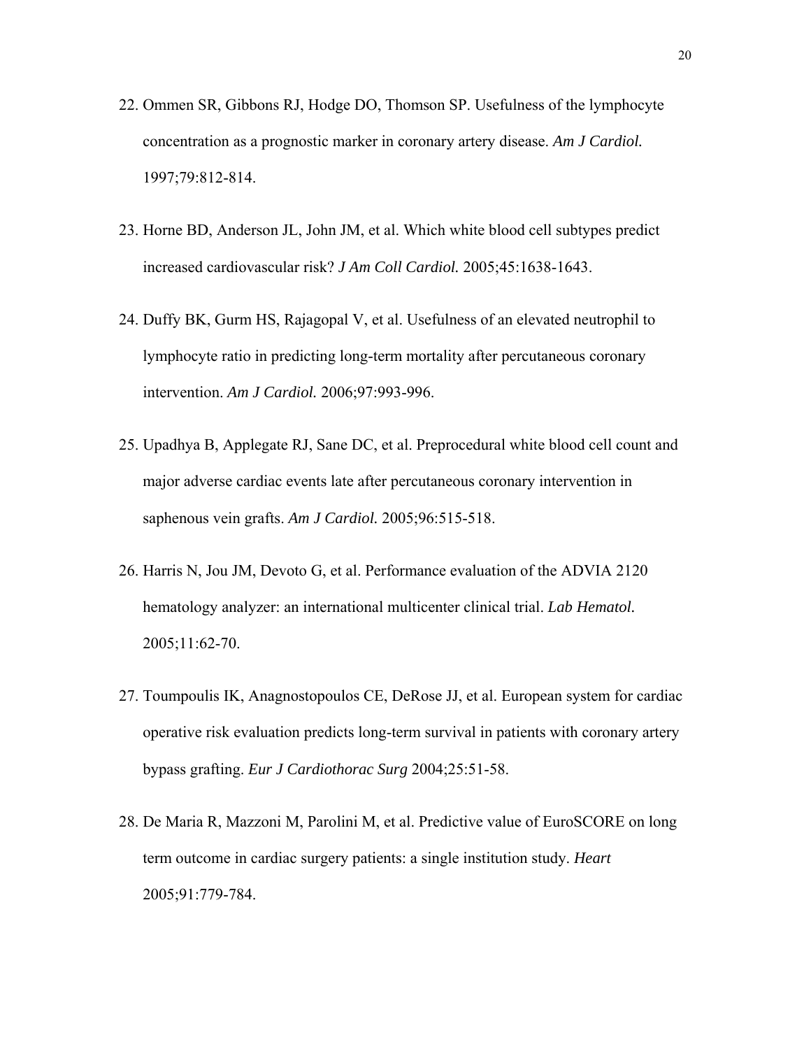22. Ommen SR, Gibbons RJ, Hodge DO, Thomson SP. Usefulness of the lymphocyte concentration as a prognostic marker in coronary artery disease. *Am J Cardiol.* 1997;79:812-814.

23. Horne BD, Anderson JL, John JM, et al. Which white blood cell subtypes predict increased cardiovascular risk? *J Am Coll Cardiol.* 2005;45:1638-1643.

24. Duffy BK, Gurm HS, Rajagopal V, et al. Usefulness of an elevated neutrophil to lymphocyte ratio in predicting long-term mortality after percutaneous coronary intervention. *Am J Cardiol.* 2006;97:993-996.

25. Upadhya B, Applegate RJ, Sane DC, et al. Preprocedural white blood cell count and major adverse cardiac events late after percutaneous coronary intervention in saphenous vein grafts. *Am J Cardiol.* 2005;96:515-518.

26. Harris N, Jou JM, Devoto G, et al. Performance evaluation of the ADVIA 2120 hematology analyzer: an international multicenter clinical trial. *Lab Hematol.* 2005;11:62-70.

27. Toumpoulis IK, Anagnostopoulos CE, DeRose JJ, et al. European system for cardiac operative risk evaluation predicts long-term survival in patients with coronary artery bypass grafting. *Eur J Cardiothorac Surg* 2004;25:51-58.

28. De Maria R, Mazzoni M, Parolini M, et al. Predictive value of EuroSCORE on long term outcome in cardiac surgery patients: a single institution study. *Heart* 2005;91:779-784.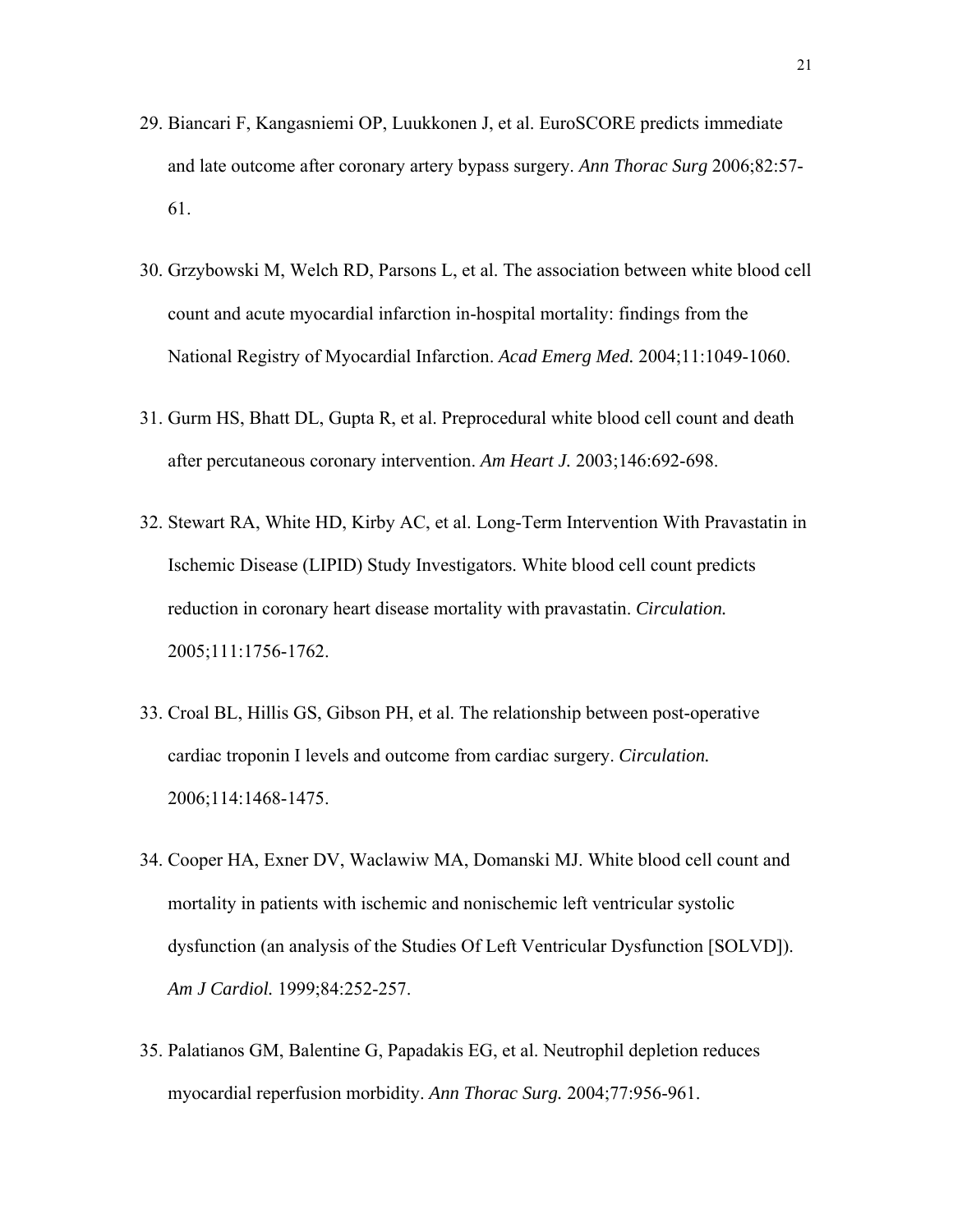29. Biancari F, Kangasniemi OP, Luukkonen J, et al. EuroSCORE predicts immediate and late outcome after coronary artery bypass surgery. *Ann Thorac Surg* 2006;82:57-61.

30. Grzybowski M, Welch RD, Parsons L, et al. The association between white blood cell count and acute myocardial infarction in-hospital mortality: findings from the National Registry of Myocardial Infarction. *Acad Emerg Med.* 2004;11:1049-1060.

31. Gurm HS, Bhatt DL, Gupta R, et al. Preprocedural white blood cell count and death after percutaneous coronary intervention. *Am Heart J.* 2003;146:692-698.

32. Stewart RA, White HD, Kirby AC, et al. Long-Term Intervention With Pravastatin in Ischemic Disease (LIPID) Study Investigators. White blood cell count predicts reduction in coronary heart disease mortality with pravastatin. *Circulation.* 2005;111:1756-1762.

33. Croal BL, Hillis GS, Gibson PH, et al. The relationship between post-operative cardiac troponin I levels and outcome from cardiac surgery. *Circulation.* 2006;114:1468-1475.

34. Cooper HA, Exner DV, Waclawiw MA, Domanski MJ. White blood cell count and mortality in patients with ischemic and nonischemic left ventricular systolic dysfunction (an analysis of the Studies Of Left Ventricular Dysfunction [SOLVD]). *Am J Cardiol.* 1999;84:252-257.

35. Palatianos GM, Balentine G, Papadakis EG, et al. Neutrophil depletion reduces myocardial reperfusion morbidity. *Ann Thorac Surg.* 2004;77:956-961.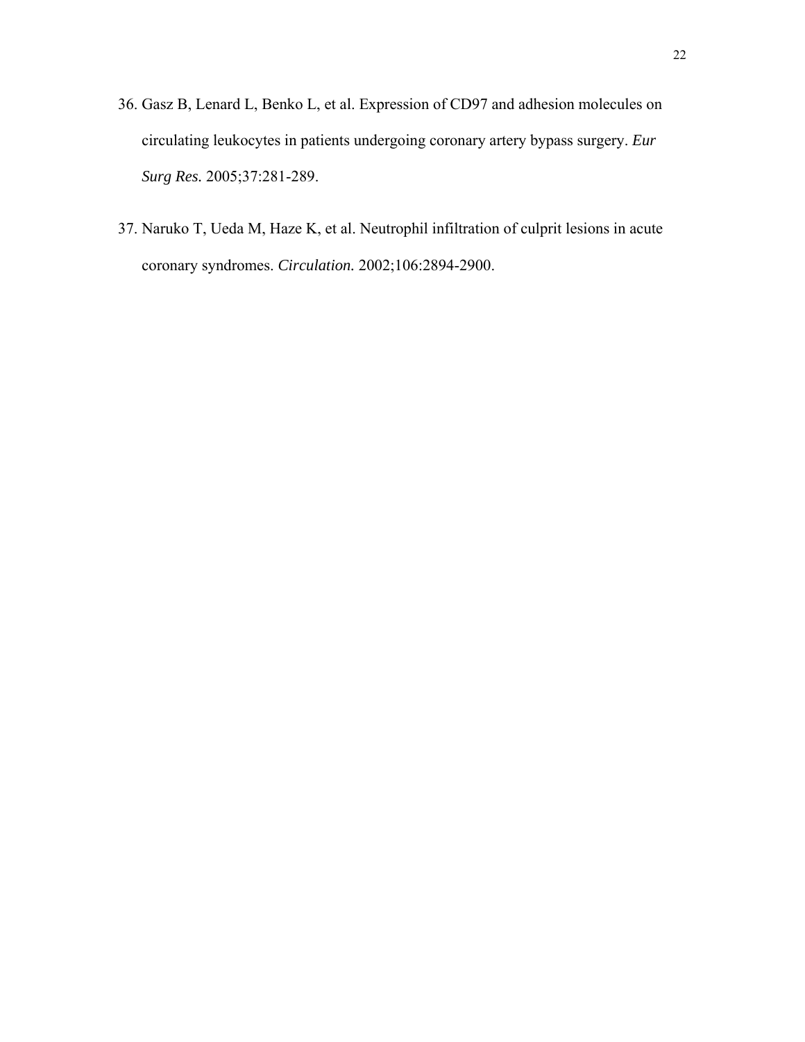36. Gasz B, Lenard L, Benko L, et al. Expression of CD97 and adhesion molecules on circulating leukocytes in patients undergoing coronary artery bypass surgery. *Eur Surg Res.* 2005;37:281-289.

37. Naruko T, Ueda M, Haze K, et al. Neutrophil infiltration of culprit lesions in acute coronary syndromes. *Circulation.* 2002;106:2894-2900.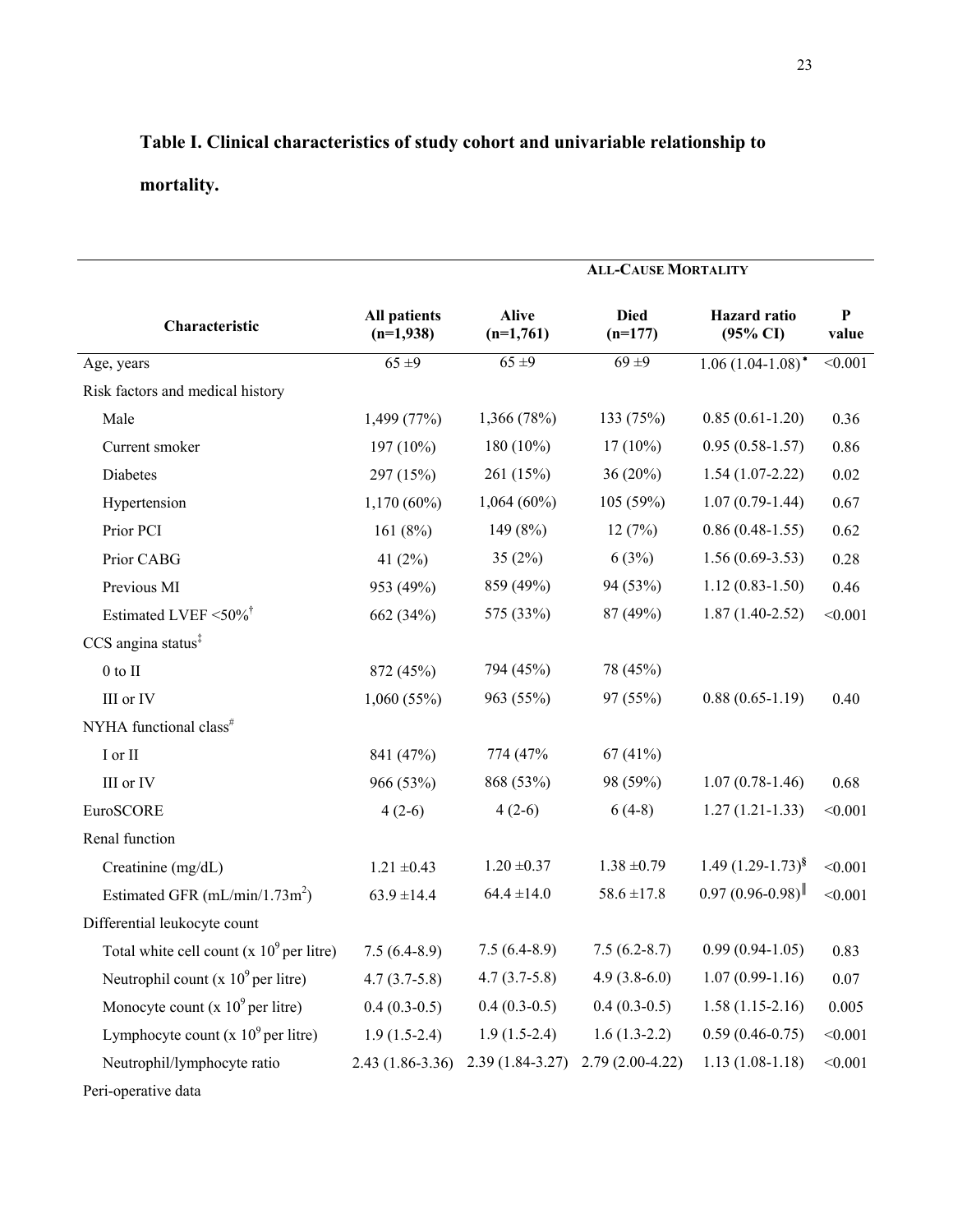**Table I. Clinical characteristics of study cohort and univariable relationship to mortality.**

| Characteristic | All patients (n=1,938) | ALL-CAUSE MORTALITY | | | |
|---|---|---|---|---|---|
| | | Alive (n=1,761) | Died (n=177) | Hazard ratio (95% CI) | P value |
| Age, years | 65 ±9 | 65 ±9 | 69 ±9 | 1.06 (1.04-1.08)[*] | <0.001 |
| Risk factors and medical history | | | | | |
| Male | 1,499 (77%) | 1,366 (78%) | 133 (75%) | 0.85 (0.61-1.20) | 0.36 |
| Current smoker | 197 (10%) | 180 (10%) | 17 (10%) | 0.95 (0.58-1.57) | 0.86 |
| Diabetes | 297 (15%) | 261 (15%) | 36 (20%) | 1.54 (1.07-2.22) | 0.02 |
| Hypertension | 1,170 (60%) | 1,064 (60%) | 105 (59%) | 1.07 (0.79-1.44) | 0.67 |
| Prior PCI | 161 (8%) | 149 (8%) | 12 (7%) | 0.86 (0.48-1.55) | 0.62 |
| Prior CABG | 41 (2%) | 35 (2%) | 6 (3%) | 1.56 (0.69-3.53) | 0.28 |
| Previous MI | 953 (49%) | 859 (49%) | 94 (53%) | 1.12 (0.83-1.50) | 0.46 |
| Estimated LVEF <50%[†] | 662 (34%) | 575 (33%) | 87 (49%) | 1.87 (1.40-2.52) | <0.001 |
| CCS angina status[‡] | | | | | |
| 0 to II | 872 (45%) | 794 (45%) | 78 (45%) | | |
| III or IV | 1,060 (55%) | 963 (55%) | 97 (55%) | 0.88 (0.65-1.19) | 0.40 |
| NYHA functional class[#] | | | | | |
| I or II | 841 (47%) | 774 (47% | 67 (41%) | | |
| III or IV | 966 (53%) | 868 (53%) | 98 (59%) | 1.07 (0.78-1.46) | 0.68 |
| EuroSCORE | 4 (2-6) | 4 (2-6) | 6 (4-8) | 1.27 (1.21-1.33) | <0.001 |
| Renal function | | | | | |
| Creatinine (mg/dL) | 1.21 ±0.43 | 1.20 ±0.37 | 1.38 ±0.79 | 1.49 (1.29-1.73)[§] | <0.001 |
| Estimated GFR (mL/min/1.73m$^2$) | 63.9 ±14.4 | 64.4 ±14.0 | 58.6 ±17.8 | 0.97 (0.96-0.98)[‖] | <0.001 |
| Differential leukocyte count | | | | | |
| Total white cell count (x $10^9$ per litre) | 7.5 (6.4-8.9) | 7.5 (6.4-8.9) | 7.5 (6.2-8.7) | 0.99 (0.94-1.05) | 0.83 |
| Neutrophil count (x $10^9$ per litre) | 4.7 (3.7-5.8) | 4.7 (3.7-5.8) | 4.9 (3.8-6.0) | 1.07 (0.99-1.16) | 0.07 |
| Monocyte count (x $10^9$ per litre) | 0.4 (0.3-0.5) | 0.4 (0.3-0.5) | 0.4 (0.3-0.5) | 1.58 (1.15-2.16) | 0.005 |
| Lymphocyte count (x $10^9$ per litre) | 1.9 (1.5-2.4) | 1.9 (1.5-2.4) | 1.6 (1.3-2.2) | 0.59 (0.46-0.75) | <0.001 |
| Neutrophil/lymphocyte ratio | 2.43 (1.86-3.36) | 2.39 (1.84-3.27) | 2.79 (2.00-4.22) | 1.13 (1.08-1.18) | <0.001 |
| Peri-operative data | | | | | |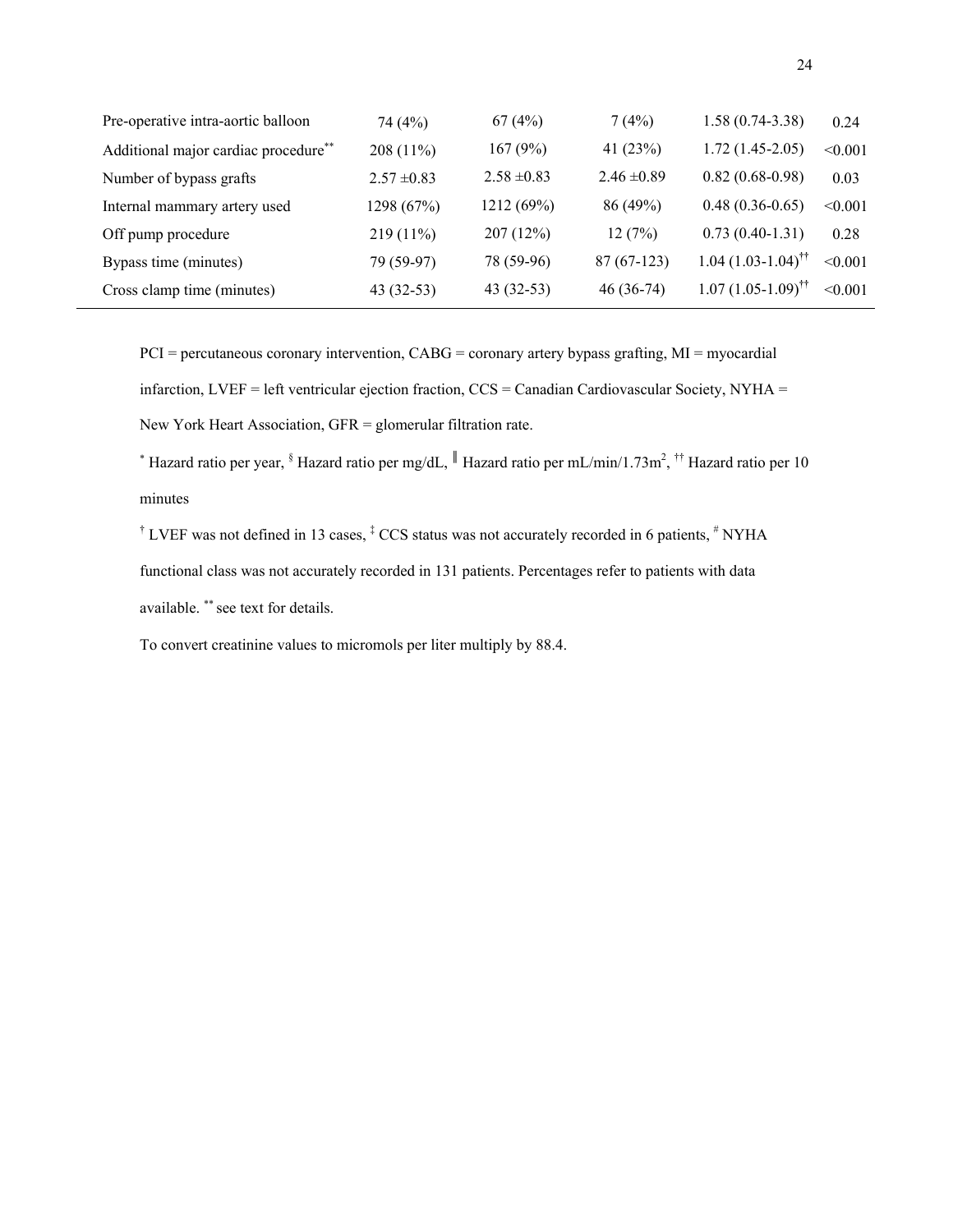| | | | | | |
|---|---|---|---|---|---|
| Pre-operative intra-aortic balloon | 74 (4%) | 67 (4%) | 7 (4%) | 1.58 (0.74-3.38) | 0.24 |
| Additional major cardiac procedure** | 208 (11%) | 167 (9%) | 41 (23%) | 1.72 (1.45-2.05) | <0.001 |
| Number of bypass grafts | 2.57 ±0.83 | 2.58 ±0.83 | 2.46 ±0.89 | 0.82 (0.68-0.98) | 0.03 |
| Internal mammary artery used | 1298 (67%) | 1212 (69%) | 86 (49%) | 0.48 (0.36-0.65) | <0.001 |
| Off pump procedure | 219 (11%) | 207 (12%) | 12 (7%) | 0.73 (0.40-1.31) | 0.28 |
| Bypass time (minutes) | 79 (59-97) | 78 (59-96) | 87 (67-123) | 1.04 (1.03-1.04)†† | <0.001 |
| Cross clamp time (minutes) | 43 (32-53) | 43 (32-53) | 46 (36-74) | 1.07 (1.05-1.09)†† | <0.001 |

PCI = percutaneous coronary intervention, CABG = coronary artery bypass grafting, MI = myocardial infarction, LVEF = left ventricular ejection fraction, CCS = Canadian Cardiovascular Society, NYHA = New York Heart Association, GFR = glomerular filtration rate.

* Hazard ratio per year, § Hazard ratio per mg/dL, ‖ Hazard ratio per mL/min/1.73m$^2$, †† Hazard ratio per 10 minutes

† LVEF was not defined in 13 cases, ‡ CCS status was not accurately recorded in 6 patients, # NYHA functional class was not accurately recorded in 131 patients. Percentages refer to patients with data available. ** see text for details.

To convert creatinine values to micromols per liter multiply by 88.4.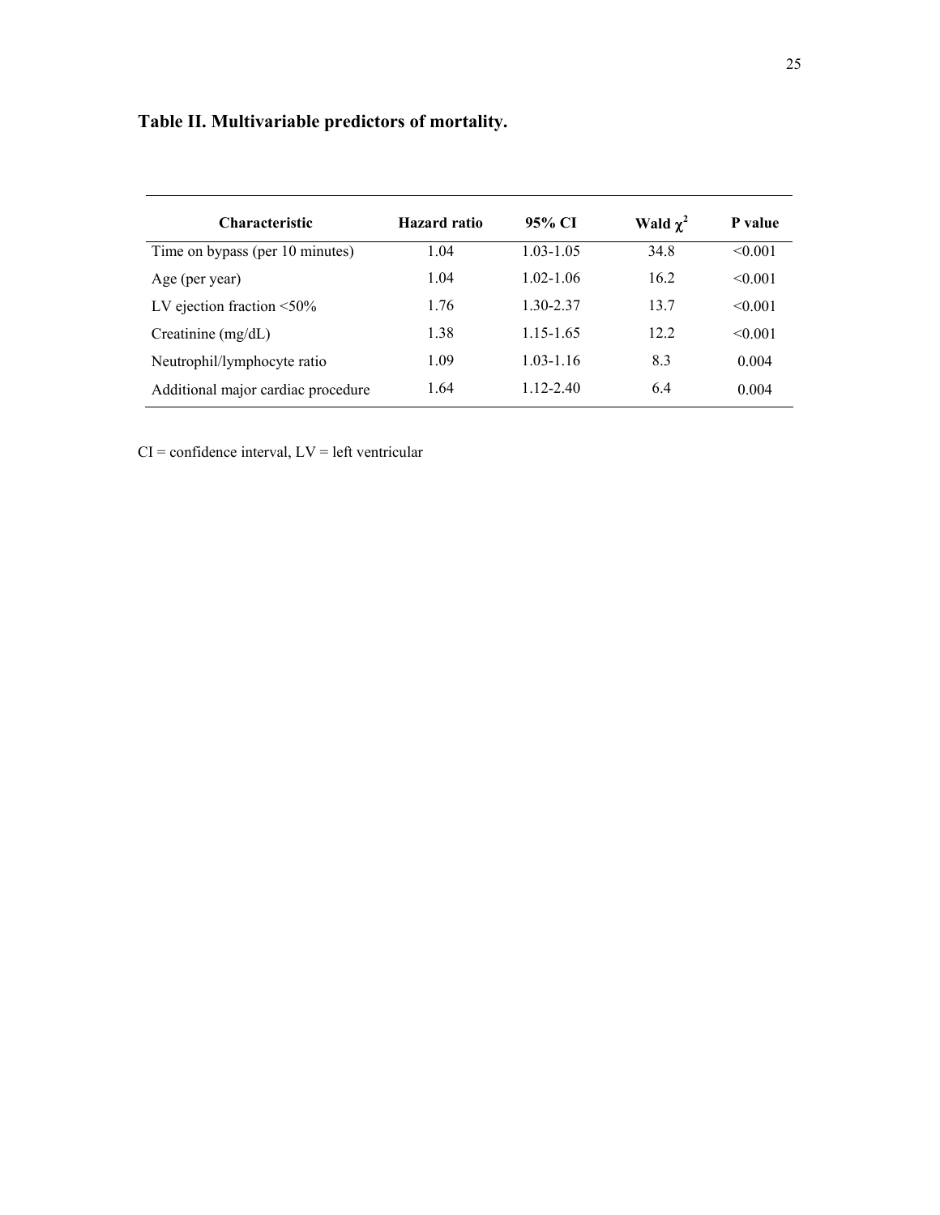**Table II. Multivariable predictors of mortality.**

| Characteristic | Hazard ratio | 95% CI | Wald $\chi^2$ | P value |
|---|---|---|---|---|
| Time on bypass (per 10 minutes) | 1.04 | 1.03-1.05 | 34.8 | <0.001 |
| Age (per year) | 1.04 | 1.02-1.06 | 16.2 | <0.001 |
| LV ejection fraction <50% | 1.76 | 1.30-2.37 | 13.7 | <0.001 |
| Creatinine (mg/dL) | 1.38 | 1.15-1.65 | 12.2 | <0.001 |
| Neutrophil/lymphocyte ratio | 1.09 | 1.03-1.16 | 8.3 | 0.004 |
| Additional major cardiac procedure | 1.64 | 1.12-2.40 | 6.4 | 0.004 |

CI = confidence interval, LV = left ventricular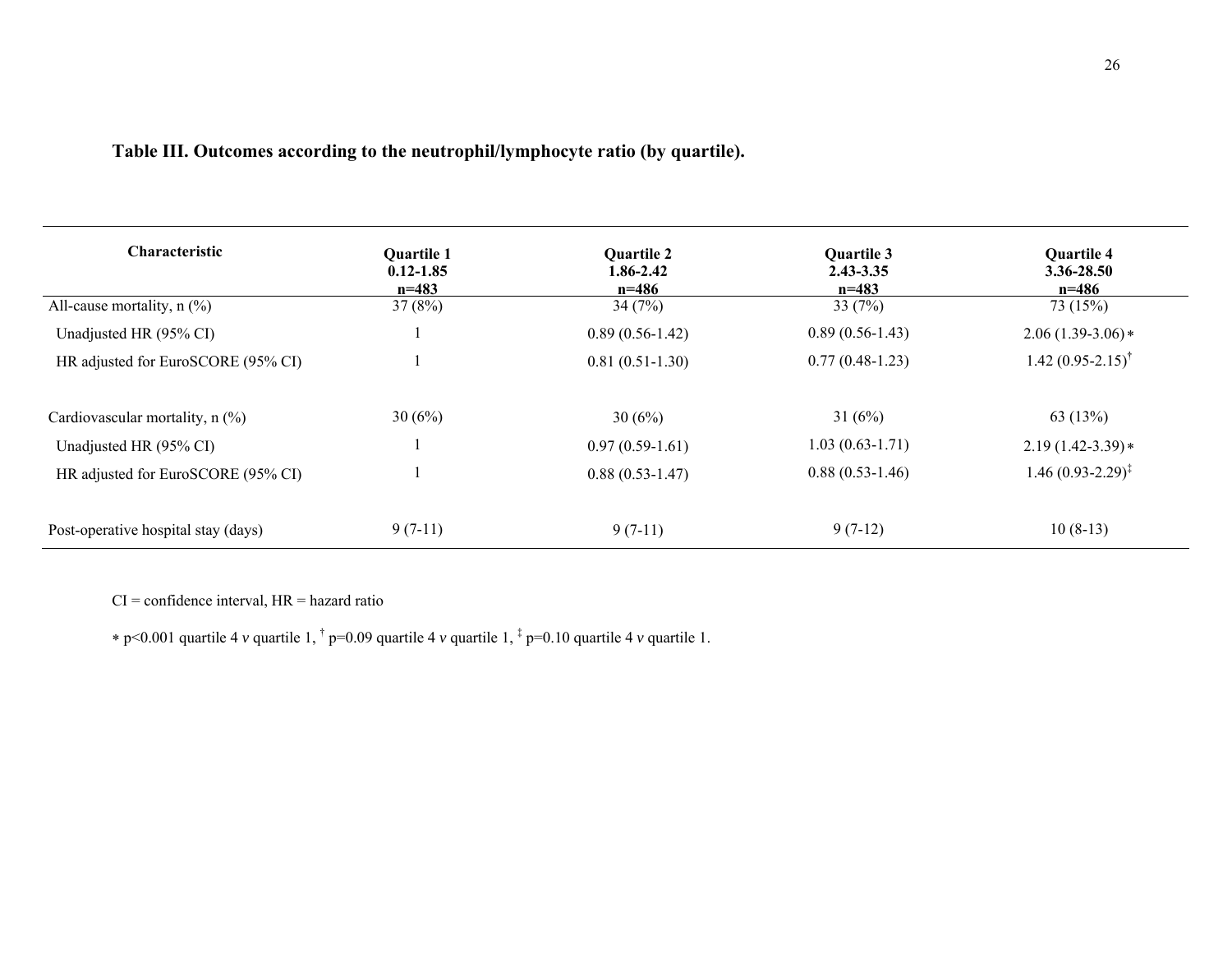**Table III. Outcomes according to the neutrophil/lymphocyte ratio (by quartile).**

| Characteristic | Quartile 1<br>0.12-1.85<br>n=483 | Quartile 2<br>1.86-2.42<br>n=486 | Quartile 3<br>2.43-3.35<br>n=483 | Quartile 4<br>3.36-28.50<br>n=486 |
|---|---|---|---|---|
| All-cause mortality, n (%) | 37 (8%) | 34 (7%) | 33 (7%) | 73 (15%) |
| Unadjusted HR (95% CI) | 1 | 0.89 (0.56-1.42) | 0.89 (0.56-1.43) | 2.06 (1.39-3.06)∗ |
| HR adjusted for EuroSCORE (95% CI) | 1 | 0.81 (0.51-1.30) | 0.77 (0.48-1.23) | 1.42 (0.95-2.15)[†] |
| Cardiovascular mortality, n (%) | 30 (6%) | 30 (6%) | 31 (6%) | 63 (13%) |
| Unadjusted HR (95% CI) | 1 | 0.97 (0.59-1.61) | 1.03 (0.63-1.71) | 2.19 (1.42-3.39)∗ |
| HR adjusted for EuroSCORE (95% CI) | 1 | 0.88 (0.53-1.47) | 0.88 (0.53-1.46) | 1.46 (0.93-2.29)[‡] |
| Post-operative hospital stay (days) | 9 (7-11) | 9 (7-11) | 9 (7-12) | 10 (8-13) |

CI = confidence interval, HR = hazard ratio

∗ p<0.001 quartile 4 *v* quartile 1, [†] p=0.09 quartile 4 *v* quartile 1, [‡] p=0.10 quartile 4 *v* quartile 1.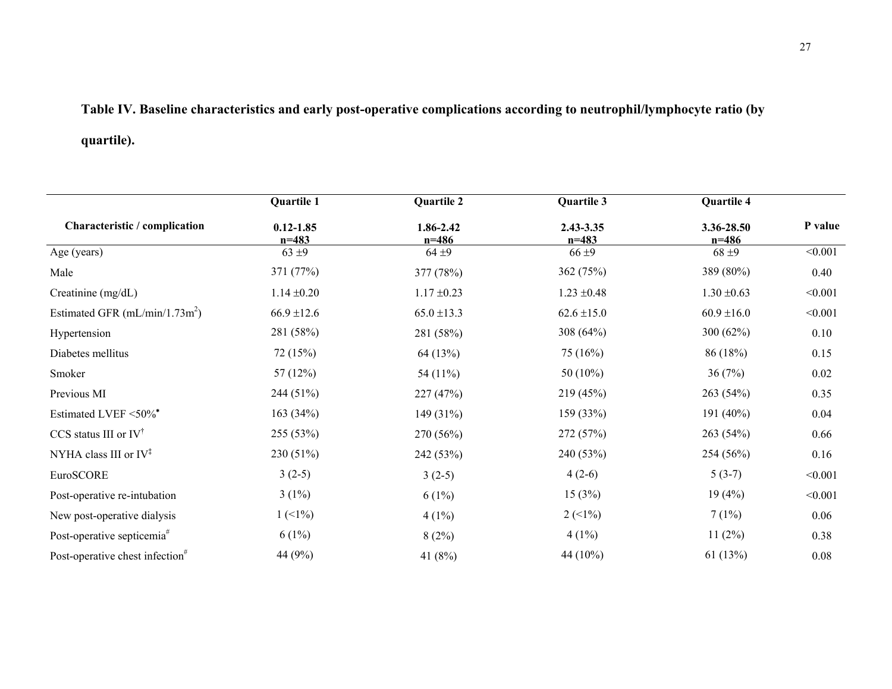**Table IV. Baseline characteristics and early post-operative complications according to neutrophil/lymphocyte ratio (by quartile).**

| Characteristic / complication | Quartile 1<br>0.12-1.85<br>n=483 | Quartile 2<br>1.86-2.42<br>n=486 | Quartile 3<br>2.43-3.35<br>n=483 | Quartile 4<br>3.36-28.50<br>n=486 | P value |
|---|---|---|---|---|---|
| Age (years) | 63 ±9 | 64 ±9 | 66 ±9 | 68 ±9 | <0.001 |
| Male | 371 (77%) | 377 (78%) | 362 (75%) | 389 (80%) | 0.40 |
| Creatinine (mg/dL) | 1.14 ±0.20 | 1.17 ±0.23 | 1.23 ±0.48 | 1.30 ±0.63 | <0.001 |
| Estimated GFR (mL/min/1.73m$^2$) | 66.9 ±12.6 | 65.0 ±13.3 | 62.6 ±15.0 | 60.9 ±16.0 | <0.001 |
| Hypertension | 281 (58%) | 281 (58%) | 308 (64%) | 300 (62%) | 0.10 |
| Diabetes mellitus | 72 (15%) | 64 (13%) | 75 (16%) | 86 (18%) | 0.15 |
| Smoker | 57 (12%) | 54 (11%) | 50 (10%) | 36 (7%) | 0.02 |
| Previous MI | 244 (51%) | 227 (47%) | 219 (45%) | 263 (54%) | 0.35 |
| Estimated LVEF <50%[•] | 163 (34%) | 149 (31%) | 159 (33%) | 191 (40%) | 0.04 |
| CCS status III or IV[†] | 255 (53%) | 270 (56%) | 272 (57%) | 263 (54%) | 0.66 |
| NYHA class III or IV[‡] | 230 (51%) | 242 (53%) | 240 (53%) | 254 (56%) | 0.16 |
| EuroSCORE | 3 (2-5) | 3 (2-5) | 4 (2-6) | 5 (3-7) | <0.001 |
| Post-operative re-intubation | 3 (1%) | 6 (1%) | 15 (3%) | 19 (4%) | <0.001 |
| New post-operative dialysis | 1 (<1%) | 4 (1%) | 2 (<1%) | 7 (1%) | 0.06 |
| Post-operative septicemia[#] | 6 (1%) | 8 (2%) | 4 (1%) | 11 (2%) | 0.38 |
| Post-operative chest infection[#] | 44 (9%) | 41 (8%) | 44 (10%) | 61 (13%) | 0.08 |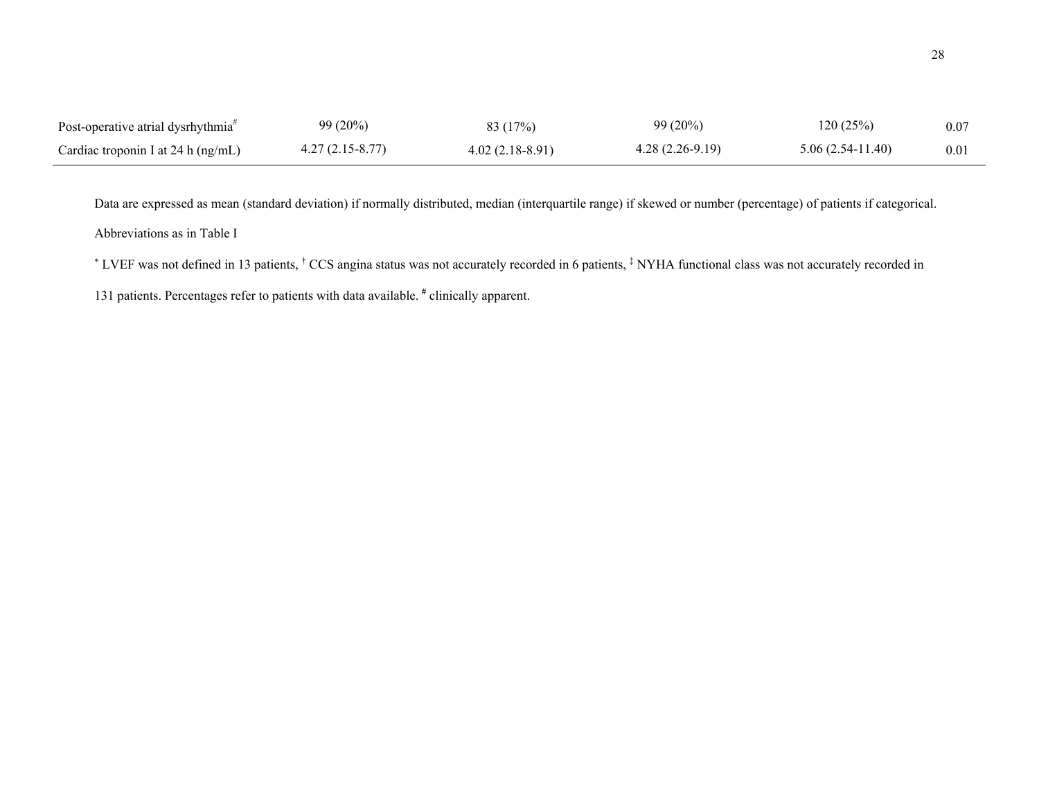| | | | | | |
|---|---|---|---|---|---|
| Post-operative atrial dysrhythmia[#] | 99 (20%) | 83 (17%) | 99 (20%) | 120 (25%) | 0.07 |
| Cardiac troponin I at 24 h (ng/mL) | 4.27 (2.15-8.77) | 4.02 (2.18-8.91) | 4.28 (2.26-9.19) | 5.06 (2.54-11.40) | 0.01 |

Data are expressed as mean (standard deviation) if normally distributed, median (interquartile range) if skewed or number (percentage) of patients if categorical.

Abbreviations as in Table I

[*] LVEF was not defined in 13 patients, [†] CCS angina status was not accurately recorded in 6 patients, [‡] NYHA functional class was not accurately recorded in 131 patients. Percentages refer to patients with data available. [#] clinically apparent.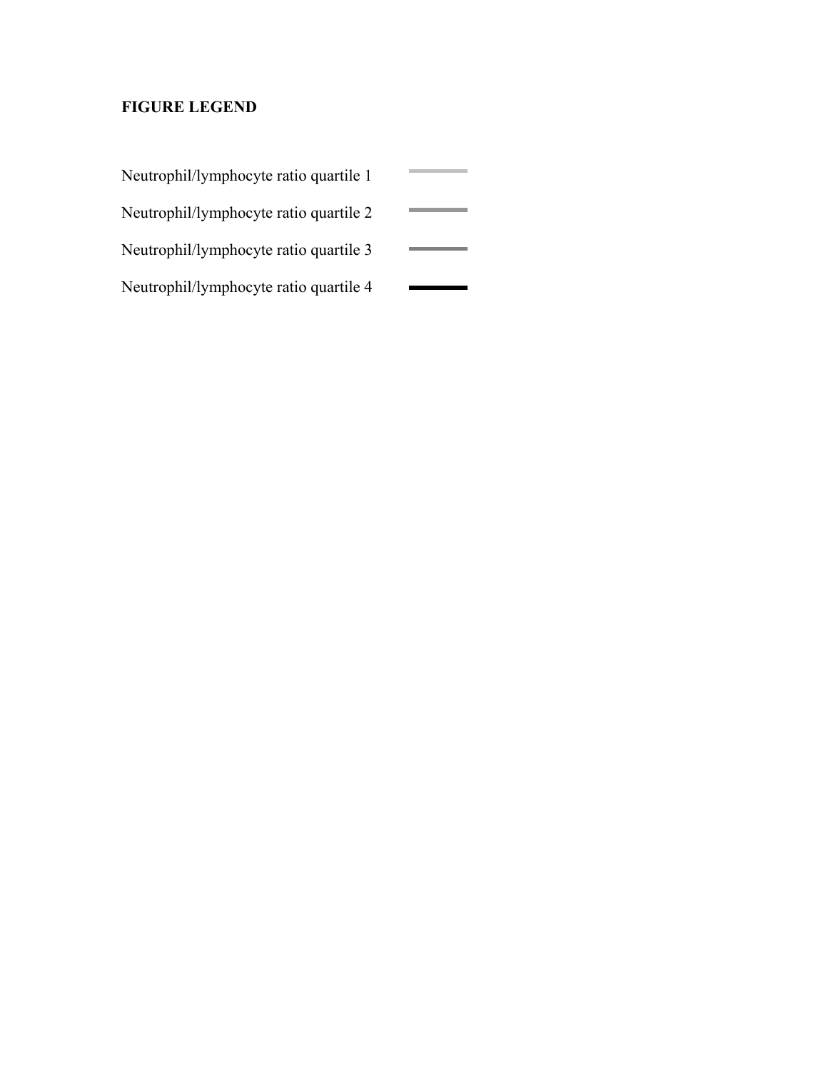**FIGURE LEGEND**

Neutrophil/lymphocyte ratio quartile 1

Neutrophil/lymphocyte ratio quartile 2

Neutrophil/lymphocyte ratio quartile 3

Neutrophil/lymphocyte ratio quartile 4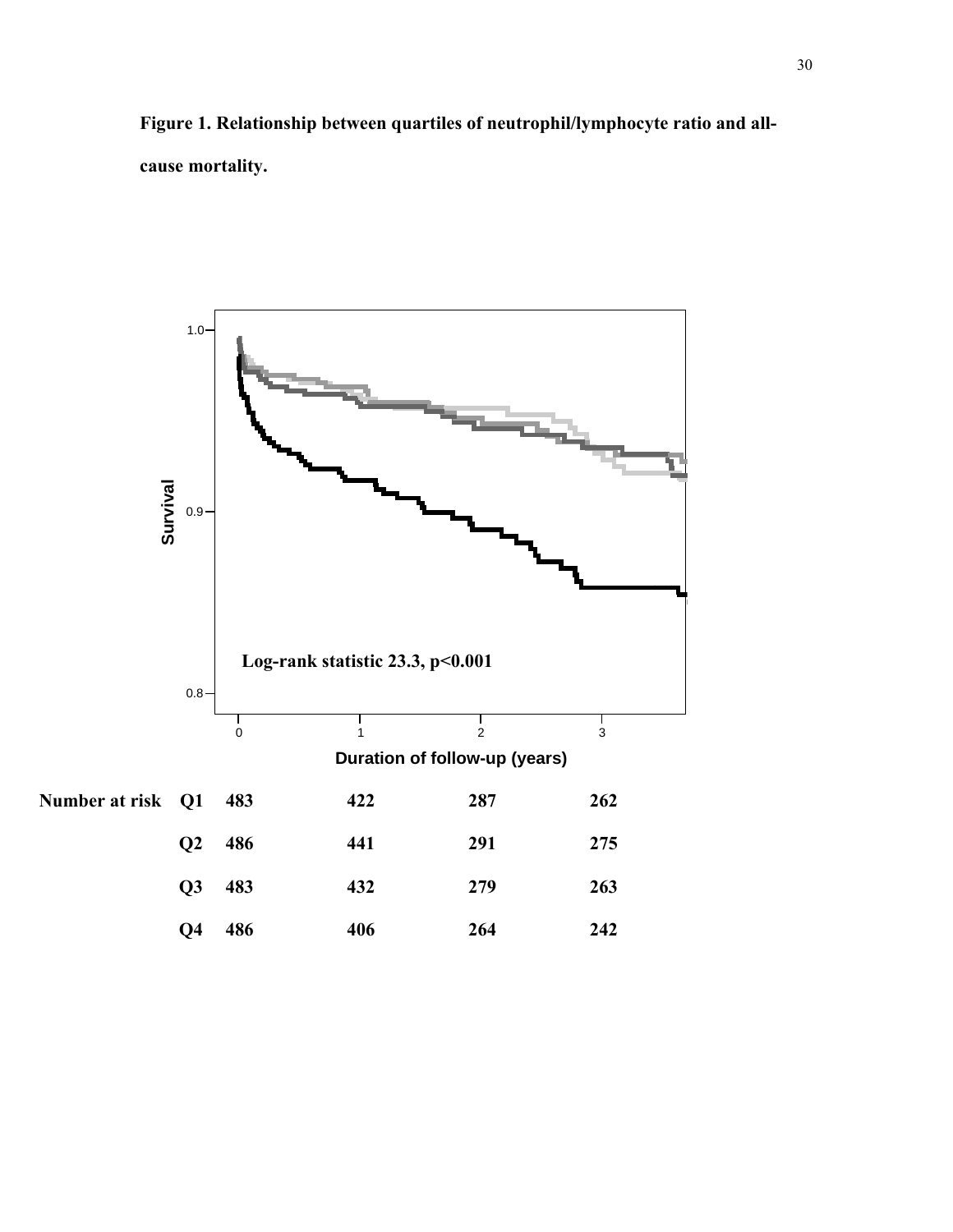**Figure 1. Relationship between quartiles of neutrophil/lymphocyte ratio and all-cause mortality.**

1.0
0.9
0.8
Survival

Log-rank statistic 23.3, p<0.001

0
1
2
3
Duration of follow-up (years)

Number at risk

Q1 483 422 287 262

Q2 486 441 291 275

Q3 483 432 279 263

Q4 486 406 264 242